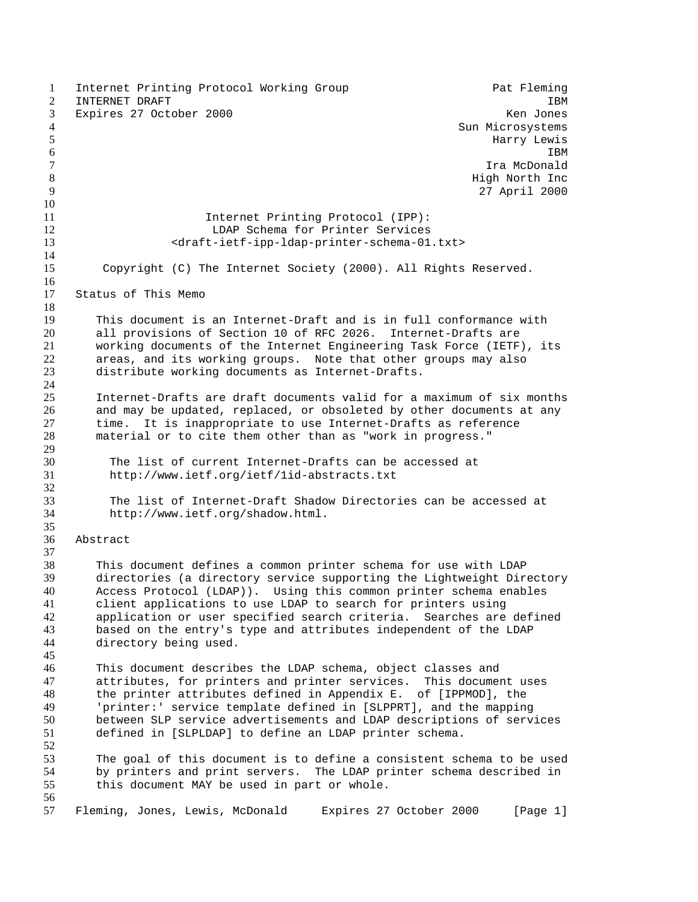Internet Printing Protocol Working Group — Pat Fleming
INTERNET DRAFT — IBM
Expires 27 October 2000 — Ken Jones

Sun Microsystems
Harry Lewis
IBM
Ira McDonald
High North Inc
27 April 2000

# Internet Printing Protocol (IPP): LDAP Schema for Printer Services

<draft-ietf-ipp-ldap-printer-schema-01.txt>

Copyright (C) The Internet Society (2000). All Rights Reserved.

## Status of This Memo

This document is an Internet-Draft and is in full conformance with all provisions of Section 10 of RFC 2026. Internet-Drafts are working documents of the Internet Engineering Task Force (IETF), its areas, and its working groups. Note that other groups may also distribute working documents as Internet-Drafts.

Internet-Drafts are draft documents valid for a maximum of six months and may be updated, replaced, or obsoleted by other documents at any time. It is inappropriate to use Internet-Drafts as reference material or to cite them other than as "work in progress."

The list of current Internet-Drafts can be accessed at http://www.ietf.org/ietf/1id-abstracts.txt

The list of Internet-Draft Shadow Directories can be accessed at http://www.ietf.org/shadow.html.

## Abstract

This document defines a common printer schema for use with LDAP directories (a directory service supporting the Lightweight Directory Access Protocol (LDAP)). Using this common printer schema enables client applications to use LDAP to search for printers using application or user specified search criteria. Searches are defined based on the entry's type and attributes independent of the LDAP directory being used.

This document describes the LDAP schema, object classes and attributes, for printers and printer services. This document uses the printer attributes defined in Appendix E. of [IPPMOD], the 'printer:' service template defined in [SLPPRT], and the mapping between SLP service advertisements and LDAP descriptions of services defined in [SLPLDAP] to define an LDAP printer schema.

The goal of this document is to define a consistent schema to be used by printers and print servers. The LDAP printer schema described in this document MAY be used in part or whole.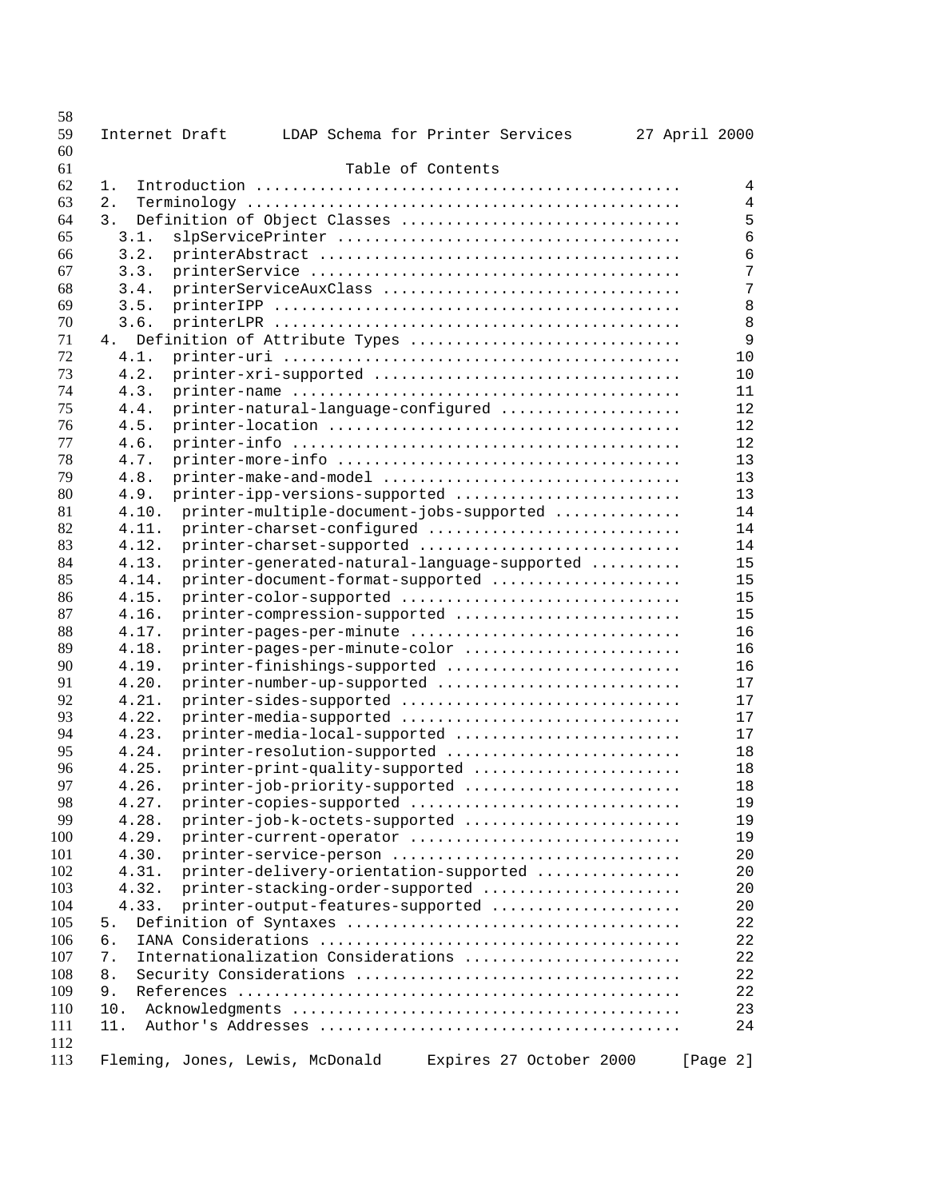## Table of Contents

```
1.  Introduction ...............................................      4
2.  Terminology ................................................      4
3.  Definition of Object Classes ...............................      5
  3.1.  slpServicePrinter ......................................      6
  3.2.  printerAbstract ........................................      6
  3.3.  printerService .........................................      7
  3.4.  printerServiceAuxClass .................................      7
  3.5.  printerIPP .............................................      8
  3.6.  printerLPR .............................................      8
4.  Definition of Attribute Types ..............................      9
  4.1.  printer-uri ............................................     10
  4.2.  printer-xri-supported ..................................     10
  4.3.  printer-name ...........................................     11
  4.4.  printer-natural-language-configured ....................     12
  4.5.  printer-location .......................................     12
  4.6.  printer-info ...........................................     12
  4.7.  printer-more-info ......................................     13
  4.8.  printer-make-and-model .................................     13
  4.9.  printer-ipp-versions-supported .........................     13
  4.10.  printer-multiple-document-jobs-supported ..............     14
  4.11.  printer-charset-configured ............................     14
  4.12.  printer-charset-supported .............................     14
  4.13.  printer-generated-natural-language-supported ..........     15
  4.14.  printer-document-format-supported .....................     15
  4.15.  printer-color-supported ...............................     15
  4.16.  printer-compression-supported .........................     15
  4.17.  printer-pages-per-minute ..............................     16
  4.18.  printer-pages-per-minute-color ........................     16
  4.19.  printer-finishings-supported ..........................     16
  4.20.  printer-number-up-supported ...........................     17
  4.21.  printer-sides-supported ...............................     17
  4.22.  printer-media-supported ...............................     17
  4.23.  printer-media-local-supported .........................     17
  4.24.  printer-resolution-supported ..........................     18
  4.25.  printer-print-quality-supported .......................     18
  4.26.  printer-job-priority-supported ........................     18
  4.27.  printer-copies-supported ..............................     19
  4.28.  printer-job-k-octets-supported ........................     19
  4.29.  printer-current-operator ..............................     19
  4.30.  printer-service-person ................................     20
  4.31.  printer-delivery-orientation-supported ................     20
  4.32.  printer-stacking-order-supported ......................     20
  4.33.  printer-output-features-supported .....................     20
5.  Definition of Syntaxes .....................................     22
6.  IANA Considerations ........................................     22
7.  Internationalization Considerations ........................     22
8.  Security Considerations ....................................     22
9.  References .................................................     22
10.  Acknowledgments ...........................................     23
11.  Author's Addresses ........................................     24
```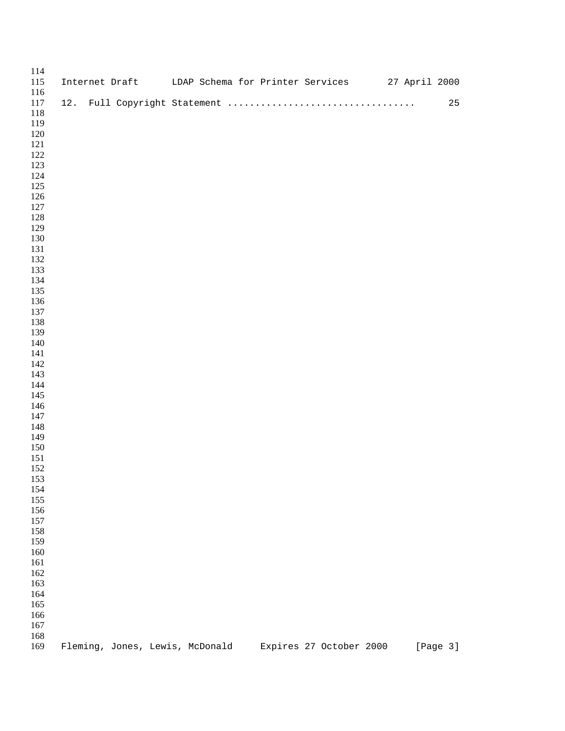12.  Full Copyright Statement ................................      25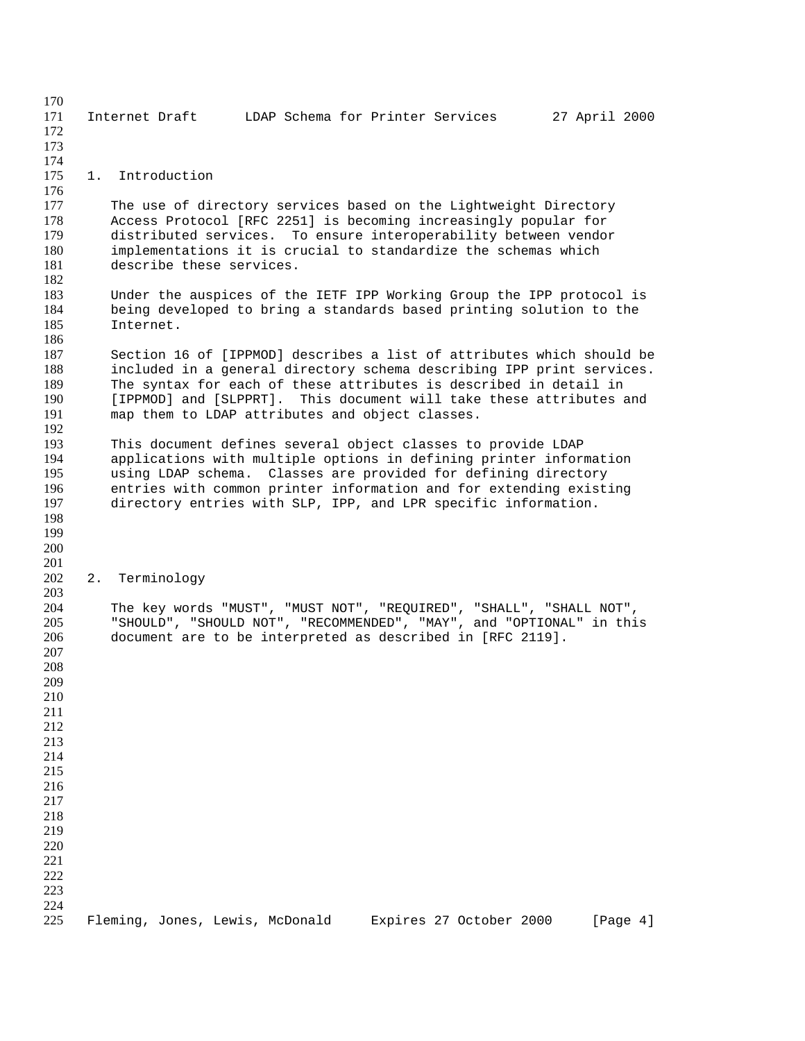## 1. Introduction

The use of directory services based on the Lightweight Directory Access Protocol [RFC 2251] is becoming increasingly popular for distributed services. To ensure interoperability between vendor implementations it is crucial to standardize the schemas which describe these services.

Under the auspices of the IETF IPP Working Group the IPP protocol is being developed to bring a standards based printing solution to the Internet.

Section 16 of [IPPMOD] describes a list of attributes which should be included in a general directory schema describing IPP print services. The syntax for each of these attributes is described in detail in [IPPMOD] and [SLPPRT]. This document will take these attributes and map them to LDAP attributes and object classes.

This document defines several object classes to provide LDAP applications with multiple options in defining printer information using LDAP schema. Classes are provided for defining directory entries with common printer information and for extending existing directory entries with SLP, IPP, and LPR specific information.

## 2. Terminology

The key words "MUST", "MUST NOT", "REQUIRED", "SHALL", "SHALL NOT", "SHOULD", "SHOULD NOT", "RECOMMENDED", "MAY", and "OPTIONAL" in this document are to be interpreted as described in [RFC 2119].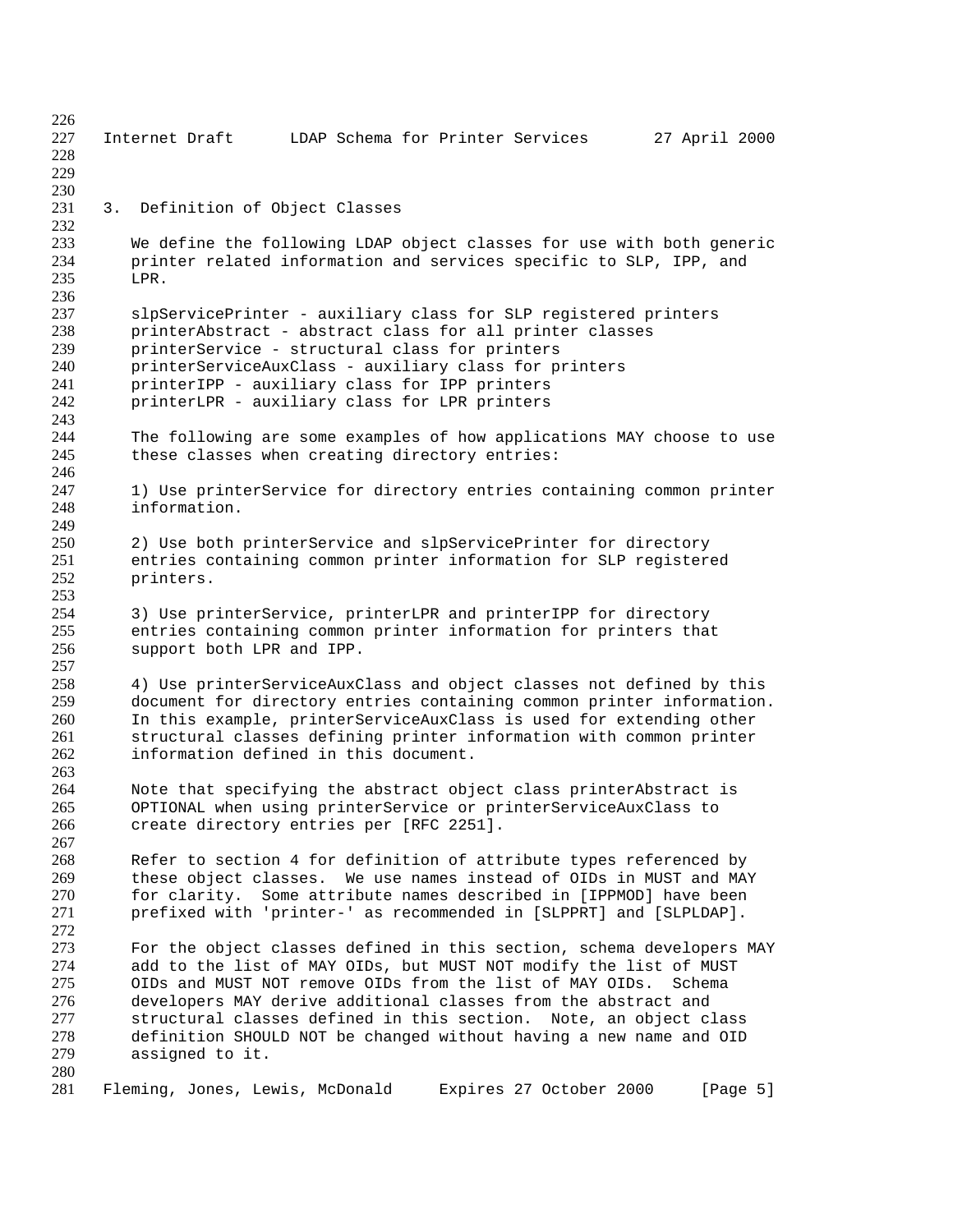## 3. Definition of Object Classes

We define the following LDAP object classes for use with both generic printer related information and services specific to SLP, IPP, and LPR.

slpServicePrinter - auxiliary class for SLP registered printers
printerAbstract - abstract class for all printer classes
printerService - structural class for printers
printerServiceAuxClass - auxiliary class for printers
printerIPP - auxiliary class for IPP printers
printerLPR - auxiliary class for LPR printers

The following are some examples of how applications MAY choose to use these classes when creating directory entries:

1) Use printerService for directory entries containing common printer information.

2) Use both printerService and slpServicePrinter for directory entries containing common printer information for SLP registered printers.

3) Use printerService, printerLPR and printerIPP for directory entries containing common printer information for printers that support both LPR and IPP.

4) Use printerServiceAuxClass and object classes not defined by this document for directory entries containing common printer information. In this example, printerServiceAuxClass is used for extending other structural classes defining printer information with common printer information defined in this document.

Note that specifying the abstract object class printerAbstract is OPTIONAL when using printerService or printerServiceAuxClass to create directory entries per [RFC 2251].

Refer to section 4 for definition of attribute types referenced by these object classes. We use names instead of OIDs in MUST and MAY for clarity. Some attribute names described in [IPPMOD] have been prefixed with 'printer-' as recommended in [SLPPRT] and [SLPLDAP].

For the object classes defined in this section, schema developers MAY add to the list of MAY OIDs, but MUST NOT modify the list of MUST OIDs and MUST NOT remove OIDs from the list of MAY OIDs. Schema developers MAY derive additional classes from the abstract and structural classes defined in this section. Note, an object class definition SHOULD NOT be changed without having a new name and OID assigned to it.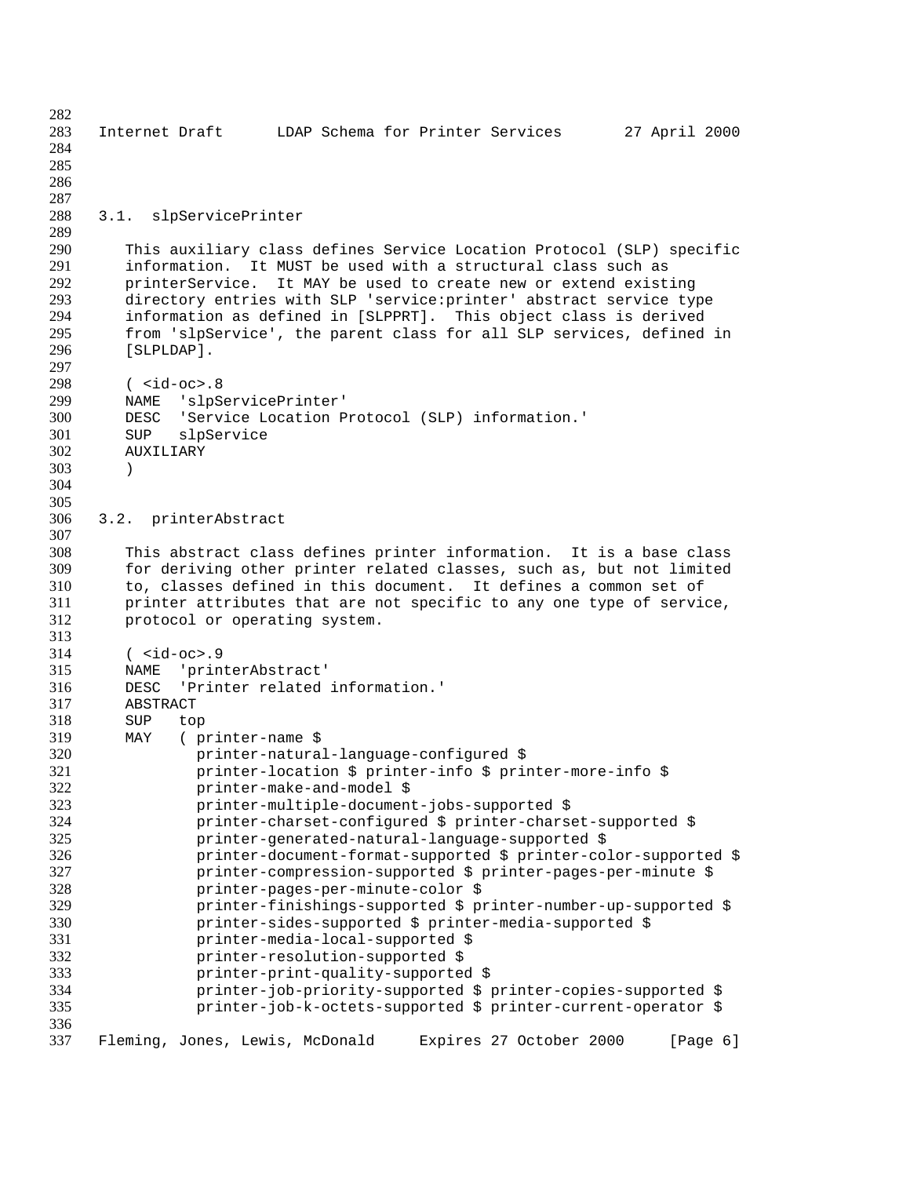### 3.1. slpServicePrinter

This auxiliary class defines Service Location Protocol (SLP) specific information. It MUST be used with a structural class such as printerService. It MAY be used to create new or extend existing directory entries with SLP 'service:printer' abstract service type information as defined in [SLPPRT]. This object class is derived from 'slpService', the parent class for all SLP services, defined in [SLPLDAP].

```
( <id-oc>.8
NAME  'slpServicePrinter'
DESC  'Service Location Protocol (SLP) information.'
SUP   slpService
AUXILIARY
)
```

### 3.2. printerAbstract

This abstract class defines printer information. It is a base class for deriving other printer related classes, such as, but not limited to, classes defined in this document. It defines a common set of printer attributes that are not specific to any one type of service, protocol or operating system.

```
( <id-oc>.9
NAME  'printerAbstract'
DESC  'Printer related information.'
ABSTRACT
SUP   top
MAY   ( printer-name $
        printer-natural-language-configured $
        printer-location $ printer-info $ printer-more-info $
        printer-make-and-model $
        printer-multiple-document-jobs-supported $
        printer-charset-configured $ printer-charset-supported $
        printer-generated-natural-language-supported $
        printer-document-format-supported $ printer-color-supported $
        printer-compression-supported $ printer-pages-per-minute $
        printer-pages-per-minute-color $
        printer-finishings-supported $ printer-number-up-supported $
        printer-sides-supported $ printer-media-supported $
        printer-media-local-supported $
        printer-resolution-supported $
        printer-print-quality-supported $
        printer-job-priority-supported $ printer-copies-supported $
        printer-job-k-octets-supported $ printer-current-operator $
```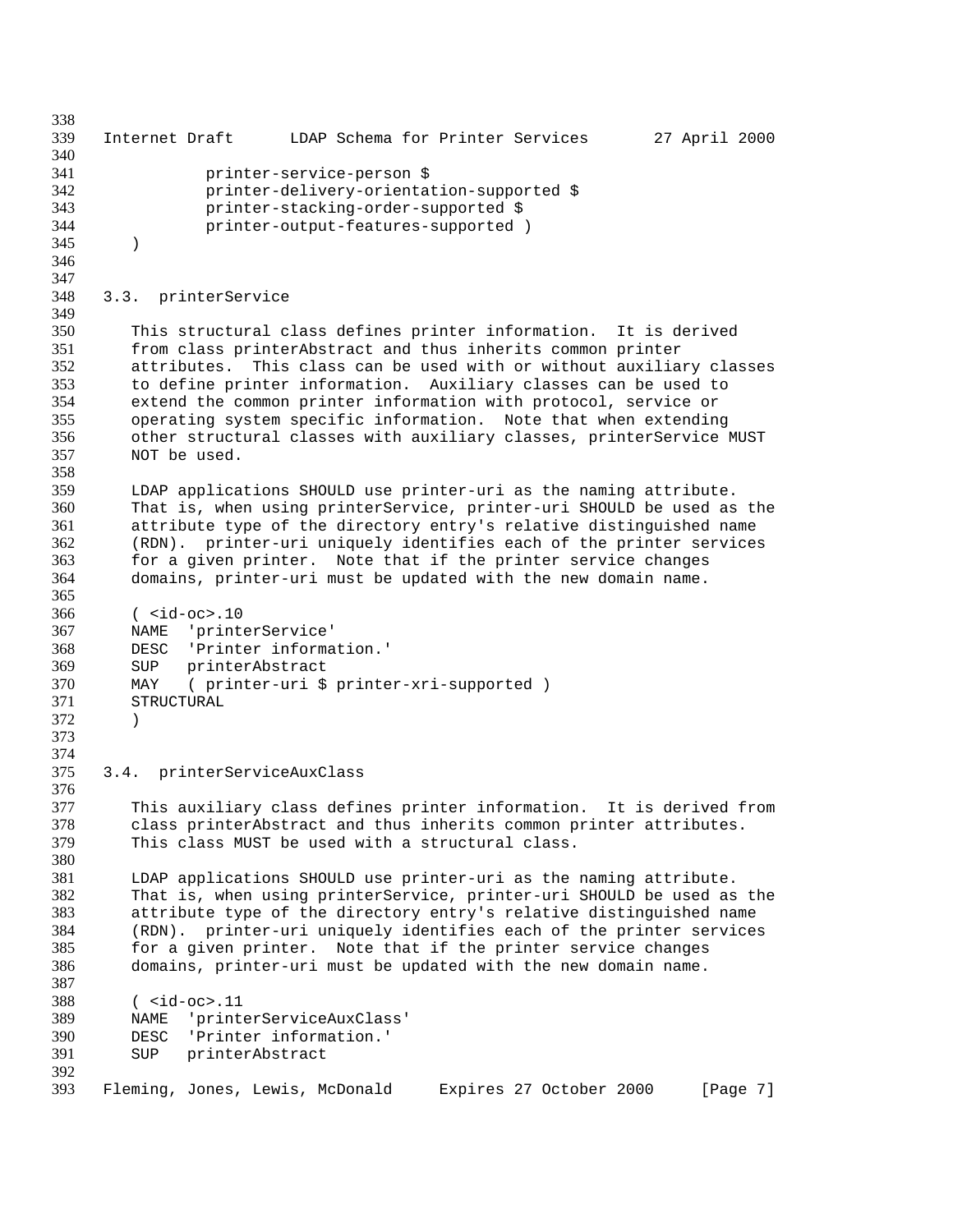```
          printer-service-person $
          printer-delivery-orientation-supported $
          printer-stacking-order-supported $
          printer-output-features-supported )
   )
```

### 3.3. printerService

This structural class defines printer information. It is derived from class printerAbstract and thus inherits common printer attributes. This class can be used with or without auxiliary classes to define printer information. Auxiliary classes can be used to extend the common printer information with protocol, service or operating system specific information. Note that when extending other structural classes with auxiliary classes, printerService MUST NOT be used.

LDAP applications SHOULD use printer-uri as the naming attribute. That is, when using printerService, printer-uri SHOULD be used as the attribute type of the directory entry's relative distinguished name (RDN). printer-uri uniquely identifies each of the printer services for a given printer. Note that if the printer service changes domains, printer-uri must be updated with the new domain name.

```
   ( <id-oc>.10
   NAME  'printerService'
   DESC  'Printer information.'
   SUP   printerAbstract
   MAY   ( printer-uri $ printer-xri-supported )
   STRUCTURAL
   )
```

### 3.4. printerServiceAuxClass

This auxiliary class defines printer information. It is derived from class printerAbstract and thus inherits common printer attributes. This class MUST be used with a structural class.

LDAP applications SHOULD use printer-uri as the naming attribute. That is, when using printerService, printer-uri SHOULD be used as the attribute type of the directory entry's relative distinguished name (RDN). printer-uri uniquely identifies each of the printer services for a given printer. Note that if the printer service changes domains, printer-uri must be updated with the new domain name.

```
   ( <id-oc>.11
   NAME  'printerServiceAuxClass'
   DESC  'Printer information.'
   SUP   printerAbstract
```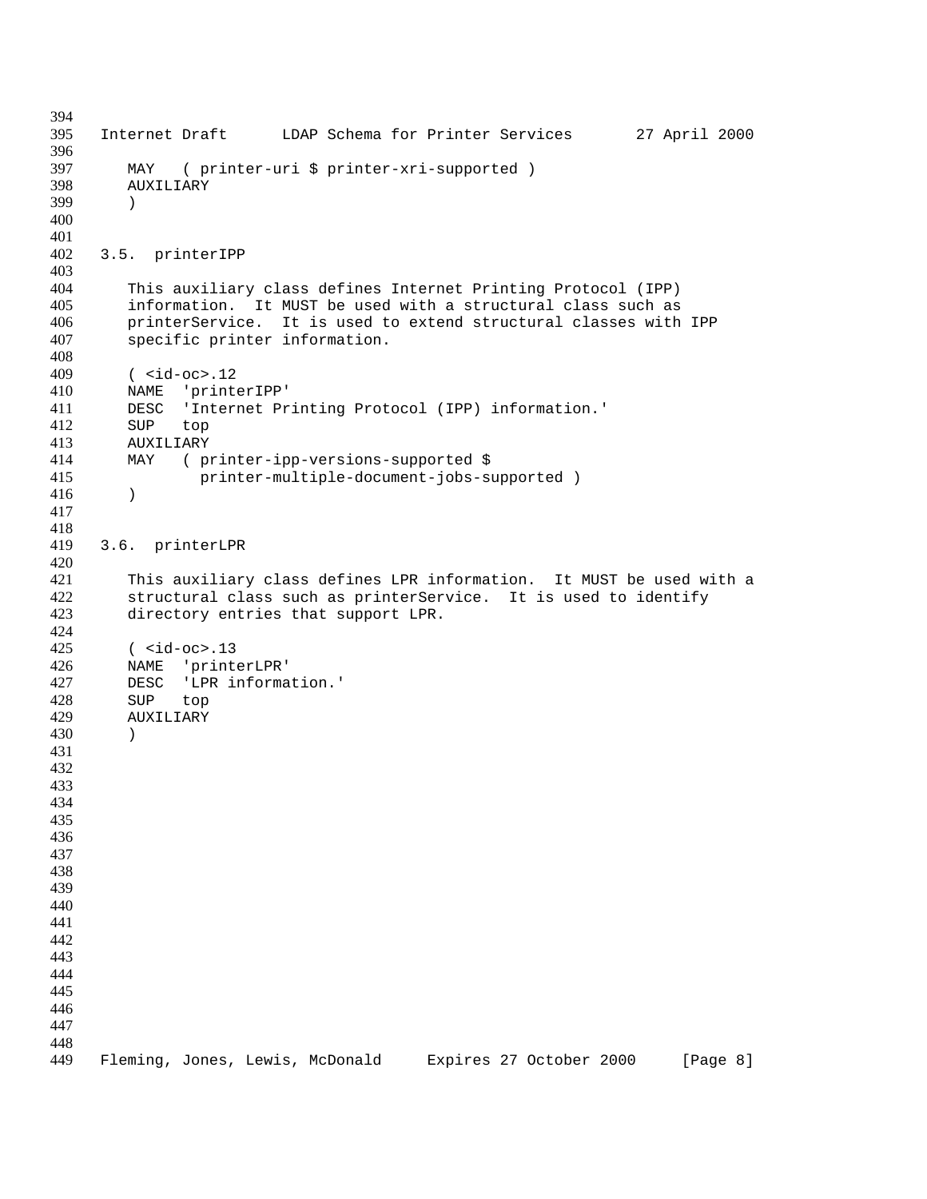```
   MAY   ( printer-uri $ printer-xri-supported )
   AUXILIARY
   )
```

### 3.5. printerIPP

This auxiliary class defines Internet Printing Protocol (IPP) information. It MUST be used with a structural class such as printerService. It is used to extend structural classes with IPP specific printer information.

```
   ( <id-oc>.12
   NAME  'printerIPP'
   DESC  'Internet Printing Protocol (IPP) information.'
   SUP   top
   AUXILIARY
   MAY   ( printer-ipp-versions-supported $
           printer-multiple-document-jobs-supported )
   )
```

### 3.6. printerLPR

This auxiliary class defines LPR information. It MUST be used with a structural class such as printerService. It is used to identify directory entries that support LPR.

```
   ( <id-oc>.13
   NAME  'printerLPR'
   DESC  'LPR information.'
   SUP   top
   AUXILIARY
   )
```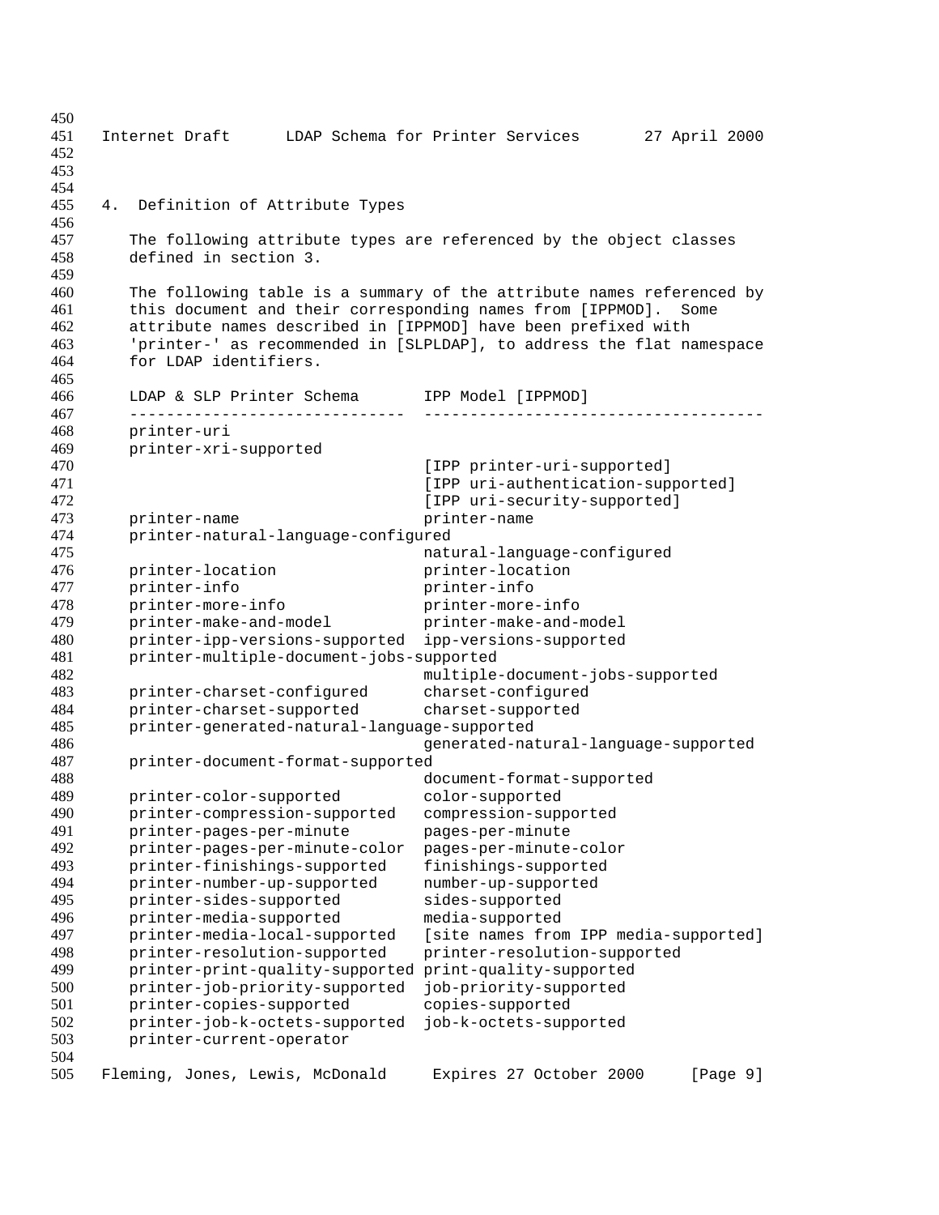## 4. Definition of Attribute Types

The following attribute types are referenced by the object classes defined in section 3.

The following table is a summary of the attribute names referenced by this document and their corresponding names from [IPPMOD]. Some attribute names described in [IPPMOD] have been prefixed with 'printer-' as recommended in [SLPLDAP], to address the flat namespace for LDAP identifiers.

| LDAP & SLP Printer Schema | IPP Model [IPPMOD] |
| --- | --- |
| printer-uri | |
| printer-xri-supported | [IPP printer-uri-supported] [IPP uri-authentication-supported] [IPP uri-security-supported] |
| printer-name | printer-name |
| printer-natural-language-configured | natural-language-configured |
| printer-location | printer-location |
| printer-info | printer-info |
| printer-more-info | printer-more-info |
| printer-make-and-model | printer-make-and-model |
| printer-ipp-versions-supported | ipp-versions-supported |
| printer-multiple-document-jobs-supported | multiple-document-jobs-supported |
| printer-charset-configured | charset-configured |
| printer-charset-supported | charset-supported |
| printer-generated-natural-language-supported | generated-natural-language-supported |
| printer-document-format-supported | document-format-supported |
| printer-color-supported | color-supported |
| printer-compression-supported | compression-supported |
| printer-pages-per-minute | pages-per-minute |
| printer-pages-per-minute-color | pages-per-minute-color |
| printer-finishings-supported | finishings-supported |
| printer-number-up-supported | number-up-supported |
| printer-sides-supported | sides-supported |
| printer-media-supported | media-supported |
| printer-media-local-supported | [site names from IPP media-supported] |
| printer-resolution-supported | printer-resolution-supported |
| printer-print-quality-supported | print-quality-supported |
| printer-job-priority-supported | job-priority-supported |
| printer-copies-supported | copies-supported |
| printer-job-k-octets-supported | job-k-octets-supported |
| printer-current-operator | |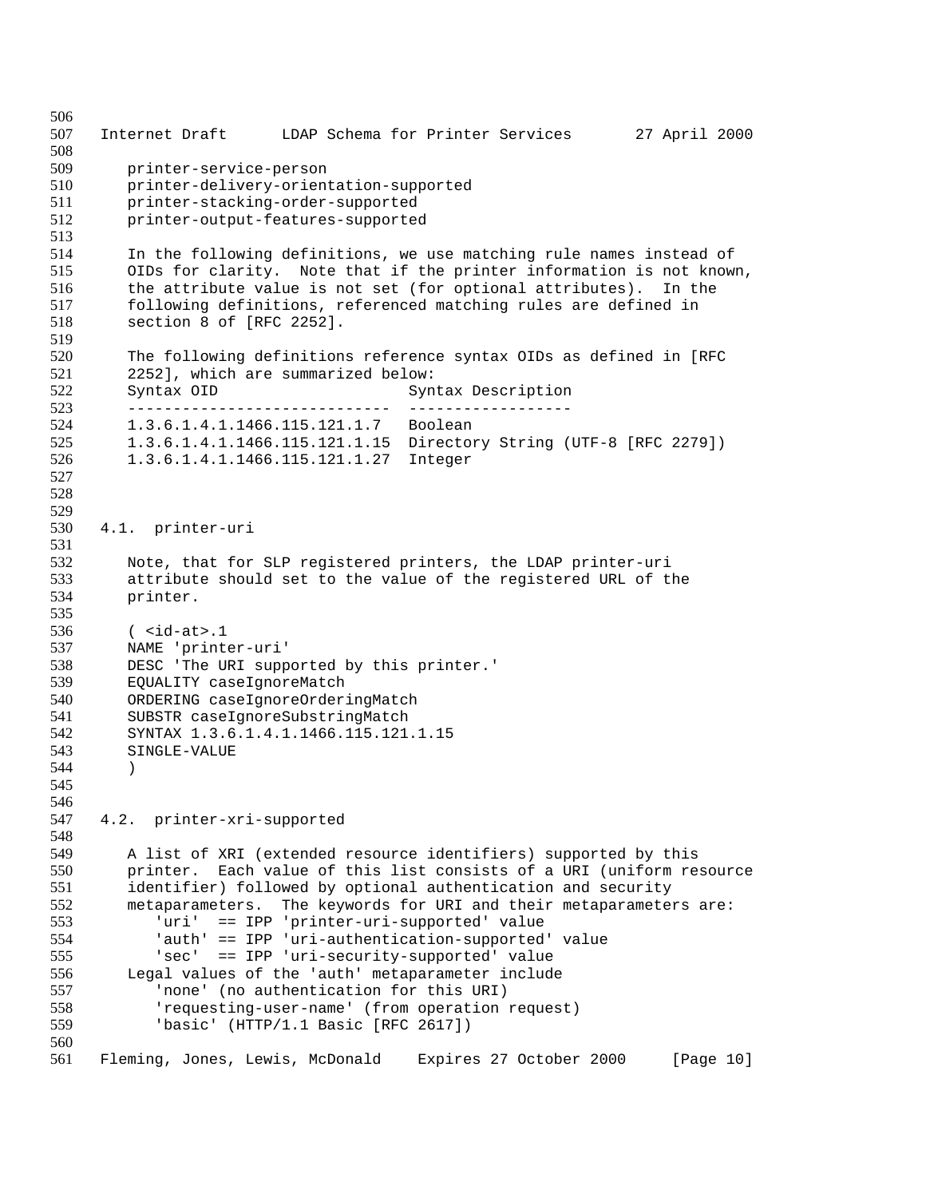printer-service-person
printer-delivery-orientation-supported
printer-stacking-order-supported
printer-output-features-supported

In the following definitions, we use matching rule names instead of OIDs for clarity. Note that if the printer information is not known, the attribute value is not set (for optional attributes). In the following definitions, referenced matching rules are defined in section 8 of [RFC 2252].

The following definitions reference syntax OIDs as defined in [RFC 2252], which are summarized below:

| Syntax OID | Syntax Description |
| --- | --- |
| 1.3.6.1.4.1.1466.115.121.1.7 | Boolean |
| 1.3.6.1.4.1.1466.115.121.1.15 | Directory String (UTF-8 [RFC 2279]) |
| 1.3.6.1.4.1.1466.115.121.1.27 | Integer |

## 4.1. printer-uri

Note, that for SLP registered printers, the LDAP printer-uri attribute should set to the value of the registered URL of the printer.

```
( <id-at>.1
NAME 'printer-uri'
DESC 'The URI supported by this printer.'
EQUALITY caseIgnoreMatch
ORDERING caseIgnoreOrderingMatch
SUBSTR caseIgnoreSubstringMatch
SYNTAX 1.3.6.1.4.1.1466.115.121.1.15
SINGLE-VALUE
)
```

## 4.2. printer-xri-supported

A list of XRI (extended resource identifiers) supported by this printer. Each value of this list consists of a URI (uniform resource identifier) followed by optional authentication and security metaparameters. The keywords for URI and their metaparameters are:

```
   'uri'  == IPP 'printer-uri-supported' value
   'auth' == IPP 'uri-authentication-supported' value
   'sec'  == IPP 'uri-security-supported' value
```

Legal values of the 'auth' metaparameter include

```
   'none' (no authentication for this URI)
   'requesting-user-name' (from operation request)
   'basic' (HTTP/1.1 Basic [RFC 2617])
```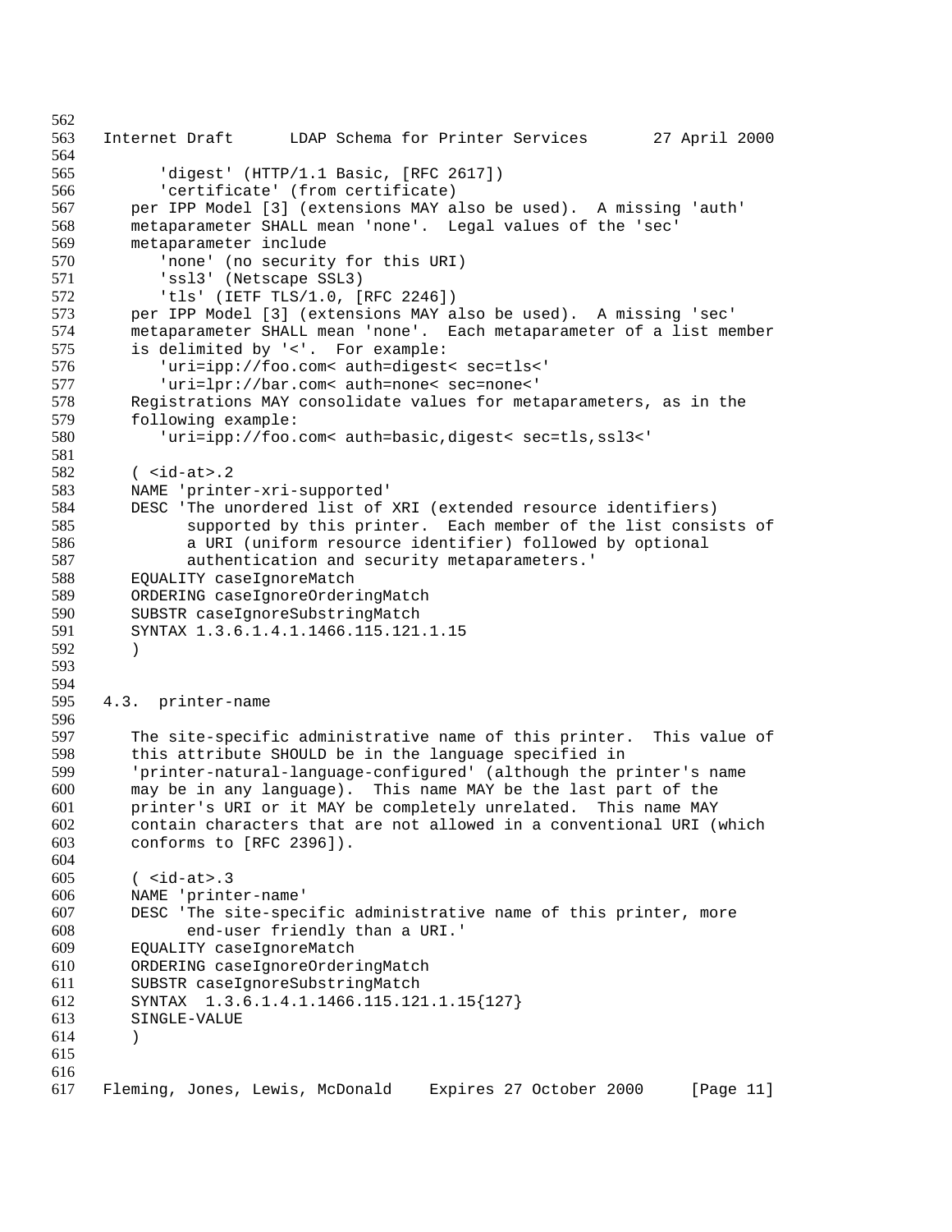'digest' (HTTP/1.1 Basic, [RFC 2617])
'certificate' (from certificate)

per IPP Model [3] (extensions MAY also be used). A missing 'auth' metaparameter SHALL mean 'none'. Legal values of the 'sec' metaparameter include

'none' (no security for this URI)
'ssl3' (Netscape SSL3)
'tls' (IETF TLS/1.0, [RFC 2246])

per IPP Model [3] (extensions MAY also be used). A missing 'sec' metaparameter SHALL mean 'none'. Each metaparameter of a list member is delimited by '<'. For example:

'uri=ipp://foo.com< auth=digest< sec=tls<'
'uri=lpr://bar.com< auth=none< sec=none<'

Registrations MAY consolidate values for metaparameters, as in the following example:

'uri=ipp://foo.com< auth=basic,digest< sec=tls,ssl3<'

```
( <id-at>.2
NAME 'printer-xri-supported'
DESC 'The unordered list of XRI (extended resource identifiers)
      supported by this printer.  Each member of the list consists of
      a URI (uniform resource identifier) followed by optional
      authentication and security metaparameters.'
EQUALITY caseIgnoreMatch
ORDERING caseIgnoreOrderingMatch
SUBSTR caseIgnoreSubstringMatch
SYNTAX 1.3.6.1.4.1.1466.115.121.1.15
)
```

## 4.3. printer-name

The site-specific administrative name of this printer. This value of this attribute SHOULD be in the language specified in 'printer-natural-language-configured' (although the printer's name may be in any language). This name MAY be the last part of the printer's URI or it MAY be completely unrelated. This name MAY contain characters that are not allowed in a conventional URI (which conforms to [RFC 2396]).

```
( <id-at>.3
NAME 'printer-name'
DESC 'The site-specific administrative name of this printer, more
      end-user friendly than a URI.'
EQUALITY caseIgnoreMatch
ORDERING caseIgnoreOrderingMatch
SUBSTR caseIgnoreSubstringMatch
SYNTAX  1.3.6.1.4.1.1466.115.121.1.15{127}
SINGLE-VALUE
)
```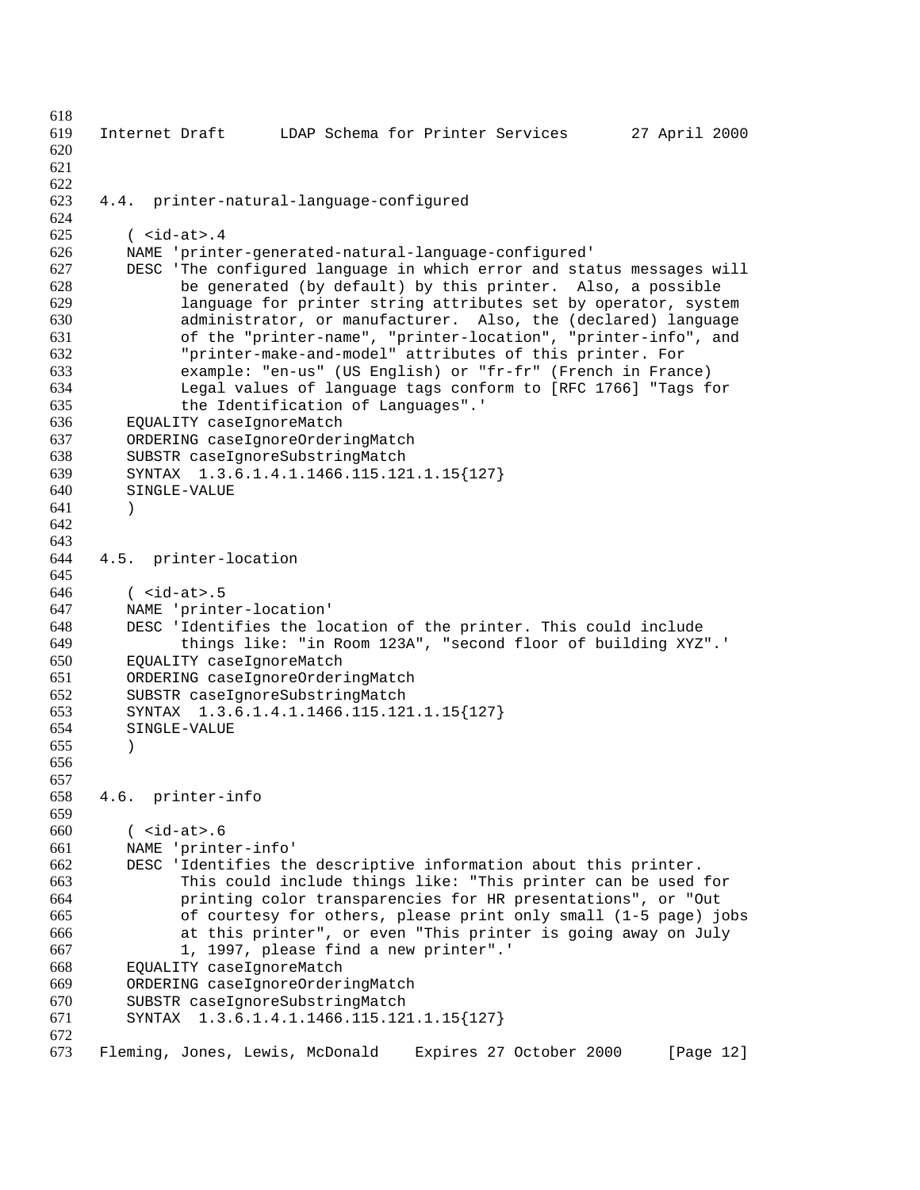## 4.4. printer-natural-language-configured

```
( <id-at>.4
NAME 'printer-generated-natural-language-configured'
DESC 'The configured language in which error and status messages will
      be generated (by default) by this printer.  Also, a possible
      language for printer string attributes set by operator, system
      administrator, or manufacturer.  Also, the (declared) language
      of the "printer-name", "printer-location", "printer-info", and
      "printer-make-and-model" attributes of this printer. For
      example: "en-us" (US English) or "fr-fr" (French in France)
      Legal values of language tags conform to [RFC 1766] "Tags for
      the Identification of Languages".'
EQUALITY caseIgnoreMatch
ORDERING caseIgnoreOrderingMatch
SUBSTR caseIgnoreSubstringMatch
SYNTAX  1.3.6.1.4.1.1466.115.121.1.15{127}
SINGLE-VALUE
)
```

## 4.5. printer-location

```
( <id-at>.5
NAME 'printer-location'
DESC 'Identifies the location of the printer. This could include
      things like: "in Room 123A", "second floor of building XYZ".'
EQUALITY caseIgnoreMatch
ORDERING caseIgnoreOrderingMatch
SUBSTR caseIgnoreSubstringMatch
SYNTAX  1.3.6.1.4.1.1466.115.121.1.15{127}
SINGLE-VALUE
)
```

## 4.6. printer-info

```
( <id-at>.6
NAME 'printer-info'
DESC 'Identifies the descriptive information about this printer.
      This could include things like: "This printer can be used for
      printing color transparencies for HR presentations", or "Out
      of courtesy for others, please print only small (1-5 page) jobs
      at this printer", or even "This printer is going away on July
      1, 1997, please find a new printer".'
EQUALITY caseIgnoreMatch
ORDERING caseIgnoreOrderingMatch
SUBSTR caseIgnoreSubstringMatch
SYNTAX  1.3.6.1.4.1.1466.115.121.1.15{127}
```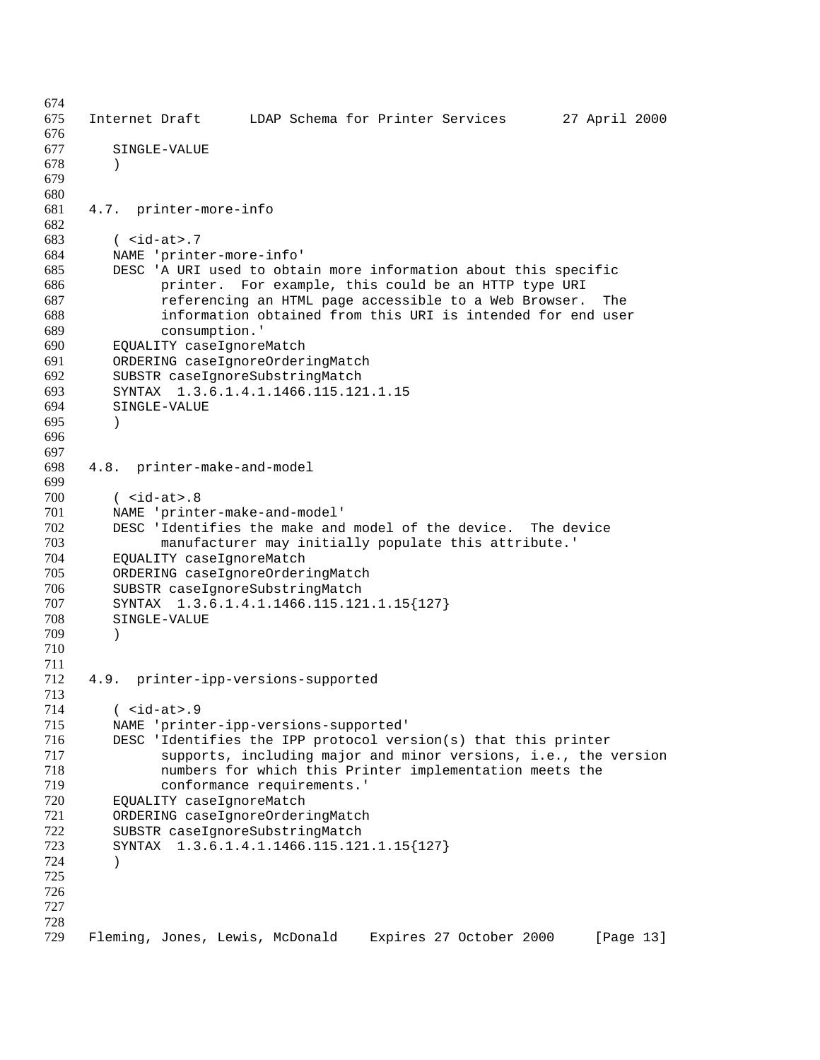```
   SINGLE-VALUE
   )
```

### 4.7. printer-more-info

```
   ( <id-at>.7
   NAME 'printer-more-info'
   DESC 'A URI used to obtain more information about this specific
         printer.  For example, this could be an HTTP type URI
         referencing an HTML page accessible to a Web Browser.  The
         information obtained from this URI is intended for end user
         consumption.'
   EQUALITY caseIgnoreMatch
   ORDERING caseIgnoreOrderingMatch
   SUBSTR caseIgnoreSubstringMatch
   SYNTAX  1.3.6.1.4.1.1466.115.121.1.15
   SINGLE-VALUE
   )
```

### 4.8. printer-make-and-model

```
   ( <id-at>.8
   NAME 'printer-make-and-model'
   DESC 'Identifies the make and model of the device.  The device
         manufacturer may initially populate this attribute.'
   EQUALITY caseIgnoreMatch
   ORDERING caseIgnoreOrderingMatch
   SUBSTR caseIgnoreSubstringMatch
   SYNTAX  1.3.6.1.4.1.1466.115.121.1.15{127}
   SINGLE-VALUE
   )
```

### 4.9. printer-ipp-versions-supported

```
   ( <id-at>.9
   NAME 'printer-ipp-versions-supported'
   DESC 'Identifies the IPP protocol version(s) that this printer
         supports, including major and minor versions, i.e., the version
         numbers for which this Printer implementation meets the
         conformance requirements.'
   EQUALITY caseIgnoreMatch
   ORDERING caseIgnoreOrderingMatch
   SUBSTR caseIgnoreSubstringMatch
   SYNTAX  1.3.6.1.4.1.1466.115.121.1.15{127}
   )
```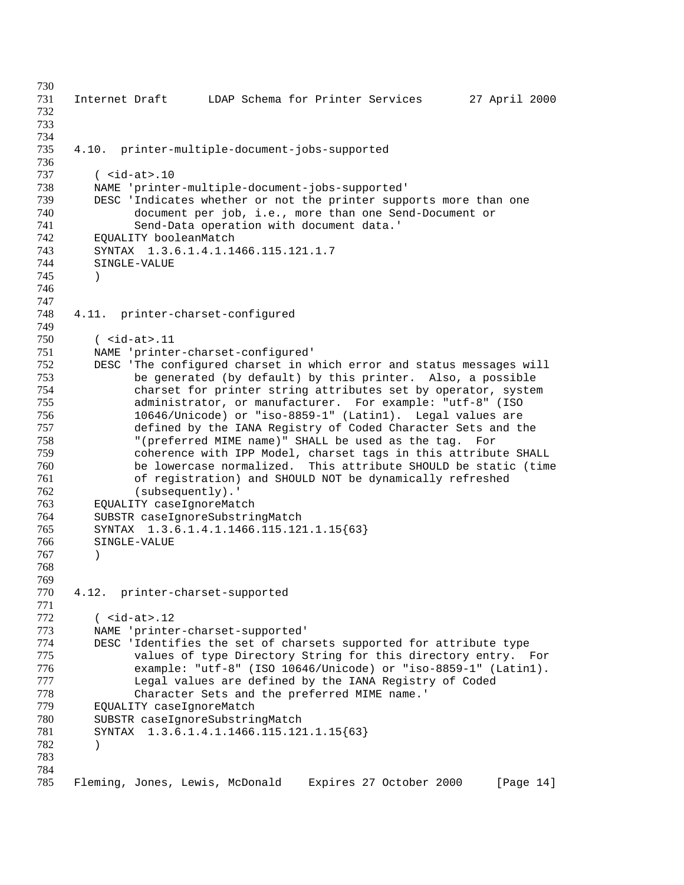## 4.10. printer-multiple-document-jobs-supported

```
( <id-at>.10
NAME 'printer-multiple-document-jobs-supported'
DESC 'Indicates whether or not the printer supports more than one
      document per job, i.e., more than one Send-Document or
      Send-Data operation with document data.'
EQUALITY booleanMatch
SYNTAX  1.3.6.1.4.1.1466.115.121.1.7
SINGLE-VALUE
)
```

## 4.11. printer-charset-configured

```
( <id-at>.11
NAME 'printer-charset-configured'
DESC 'The configured charset in which error and status messages will
      be generated (by default) by this printer.  Also, a possible
      charset for printer string attributes set by operator, system
      administrator, or manufacturer.  For example: "utf-8" (ISO
      10646/Unicode) or "iso-8859-1" (Latin1).  Legal values are
      defined by the IANA Registry of Coded Character Sets and the
      "(preferred MIME name)" SHALL be used as the tag.  For
      coherence with IPP Model, charset tags in this attribute SHALL
      be lowercase normalized.  This attribute SHOULD be static (time
      of registration) and SHOULD NOT be dynamically refreshed
      (subsequently).'
EQUALITY caseIgnoreMatch
SUBSTR caseIgnoreSubstringMatch
SYNTAX  1.3.6.1.4.1.1466.115.121.1.15{63}
SINGLE-VALUE
)
```

## 4.12. printer-charset-supported

```
( <id-at>.12
NAME 'printer-charset-supported'
DESC 'Identifies the set of charsets supported for attribute type
      values of type Directory String for this directory entry.  For
      example: "utf-8" (ISO 10646/Unicode) or "iso-8859-1" (Latin1).
      Legal values are defined by the IANA Registry of Coded
      Character Sets and the preferred MIME name.'
EQUALITY caseIgnoreMatch
SUBSTR caseIgnoreSubstringMatch
SYNTAX  1.3.6.1.4.1.1466.115.121.1.15{63}
)
```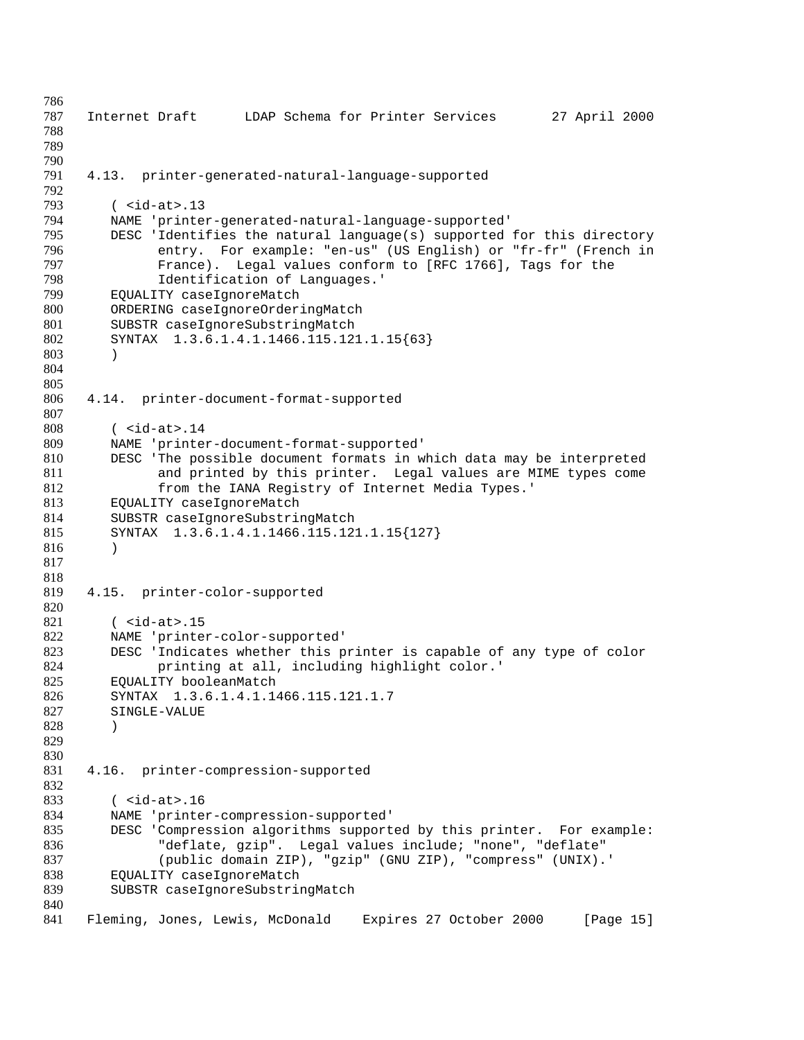### 4.13. printer-generated-natural-language-supported

```
( <id-at>.13
NAME 'printer-generated-natural-language-supported'
DESC 'Identifies the natural language(s) supported for this directory
      entry.  For example: "en-us" (US English) or "fr-fr" (French in
      France).  Legal values conform to [RFC 1766], Tags for the
      Identification of Languages.'
EQUALITY caseIgnoreMatch
ORDERING caseIgnoreOrderingMatch
SUBSTR caseIgnoreSubstringMatch
SYNTAX  1.3.6.1.4.1.1466.115.121.1.15{63}
)
```

### 4.14. printer-document-format-supported

```
( <id-at>.14
NAME 'printer-document-format-supported'
DESC 'The possible document formats in which data may be interpreted
      and printed by this printer.  Legal values are MIME types come
      from the IANA Registry of Internet Media Types.'
EQUALITY caseIgnoreMatch
SUBSTR caseIgnoreSubstringMatch
SYNTAX  1.3.6.1.4.1.1466.115.121.1.15{127}
)
```

### 4.15. printer-color-supported

```
( <id-at>.15
NAME 'printer-color-supported'
DESC 'Indicates whether this printer is capable of any type of color
      printing at all, including highlight color.'
EQUALITY booleanMatch
SYNTAX  1.3.6.1.4.1.1466.115.121.1.7
SINGLE-VALUE
)
```

### 4.16. printer-compression-supported

```
( <id-at>.16
NAME 'printer-compression-supported'
DESC 'Compression algorithms supported by this printer.  For example:
      "deflate, gzip".  Legal values include; "none", "deflate"
      (public domain ZIP), "gzip" (GNU ZIP), "compress" (UNIX).'
EQUALITY caseIgnoreMatch
SUBSTR caseIgnoreSubstringMatch
```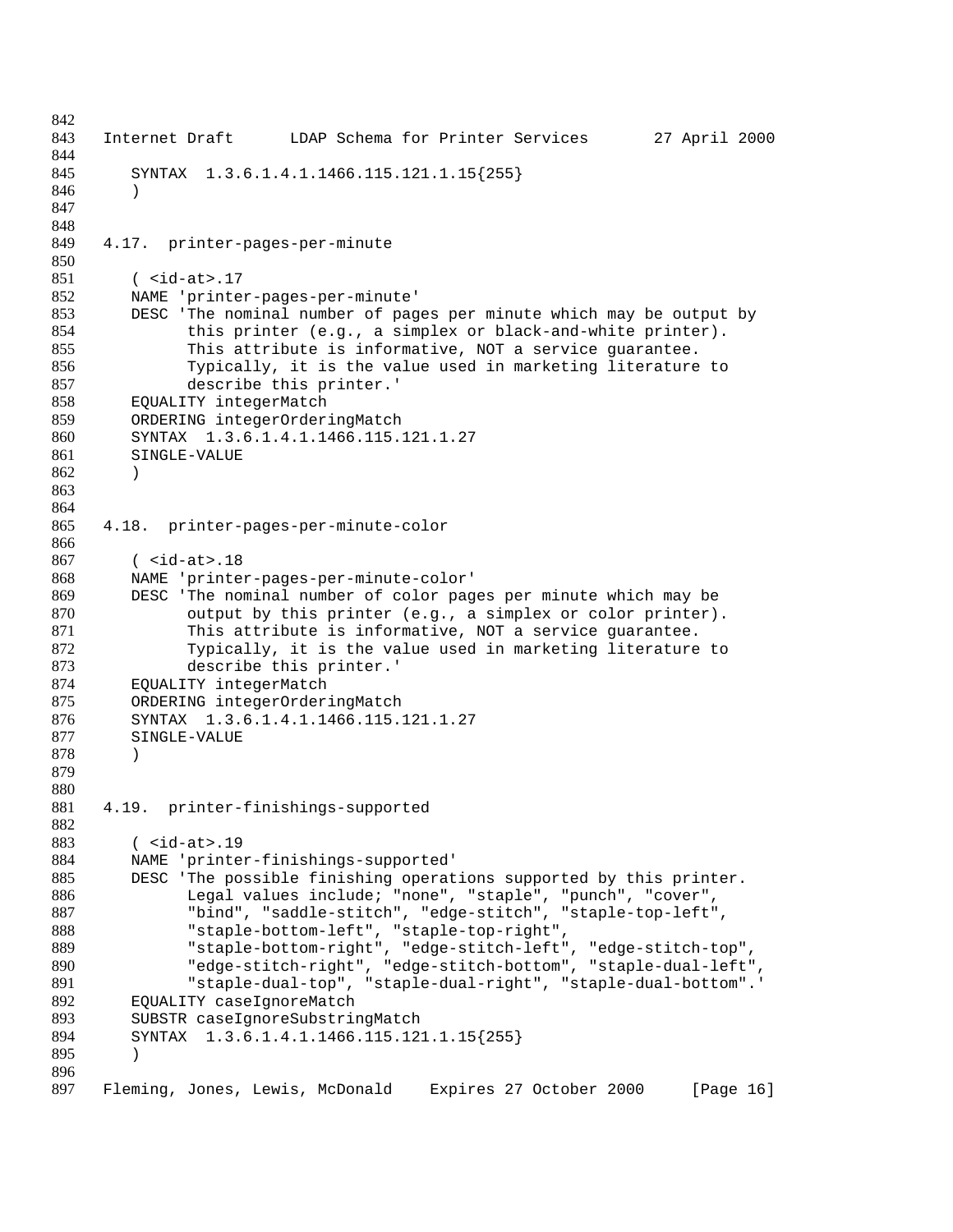```
   SYNTAX  1.3.6.1.4.1.1466.115.121.1.15{255}
   )
```

### 4.17. printer-pages-per-minute

```
   ( <id-at>.17
   NAME 'printer-pages-per-minute'
   DESC 'The nominal number of pages per minute which may be output by
         this printer (e.g., a simplex or black-and-white printer).
         This attribute is informative, NOT a service guarantee.
         Typically, it is the value used in marketing literature to
         describe this printer.'
   EQUALITY integerMatch
   ORDERING integerOrderingMatch
   SYNTAX  1.3.6.1.4.1.1466.115.121.1.27
   SINGLE-VALUE
   )
```

### 4.18. printer-pages-per-minute-color

```
   ( <id-at>.18
   NAME 'printer-pages-per-minute-color'
   DESC 'The nominal number of color pages per minute which may be
         output by this printer (e.g., a simplex or color printer).
         This attribute is informative, NOT a service guarantee.
         Typically, it is the value used in marketing literature to
         describe this printer.'
   EQUALITY integerMatch
   ORDERING integerOrderingMatch
   SYNTAX  1.3.6.1.4.1.1466.115.121.1.27
   SINGLE-VALUE
   )
```

### 4.19. printer-finishings-supported

```
   ( <id-at>.19
   NAME 'printer-finishings-supported'
   DESC 'The possible finishing operations supported by this printer.
         Legal values include; "none", "staple", "punch", "cover",
         "bind", "saddle-stitch", "edge-stitch", "staple-top-left",
         "staple-bottom-left", "staple-top-right",
         "staple-bottom-right", "edge-stitch-left", "edge-stitch-top",
         "edge-stitch-right", "edge-stitch-bottom", "staple-dual-left",
         "staple-dual-top", "staple-dual-right", "staple-dual-bottom".'
   EQUALITY caseIgnoreMatch
   SUBSTR caseIgnoreSubstringMatch
   SYNTAX  1.3.6.1.4.1.1466.115.121.1.15{255}
   )
```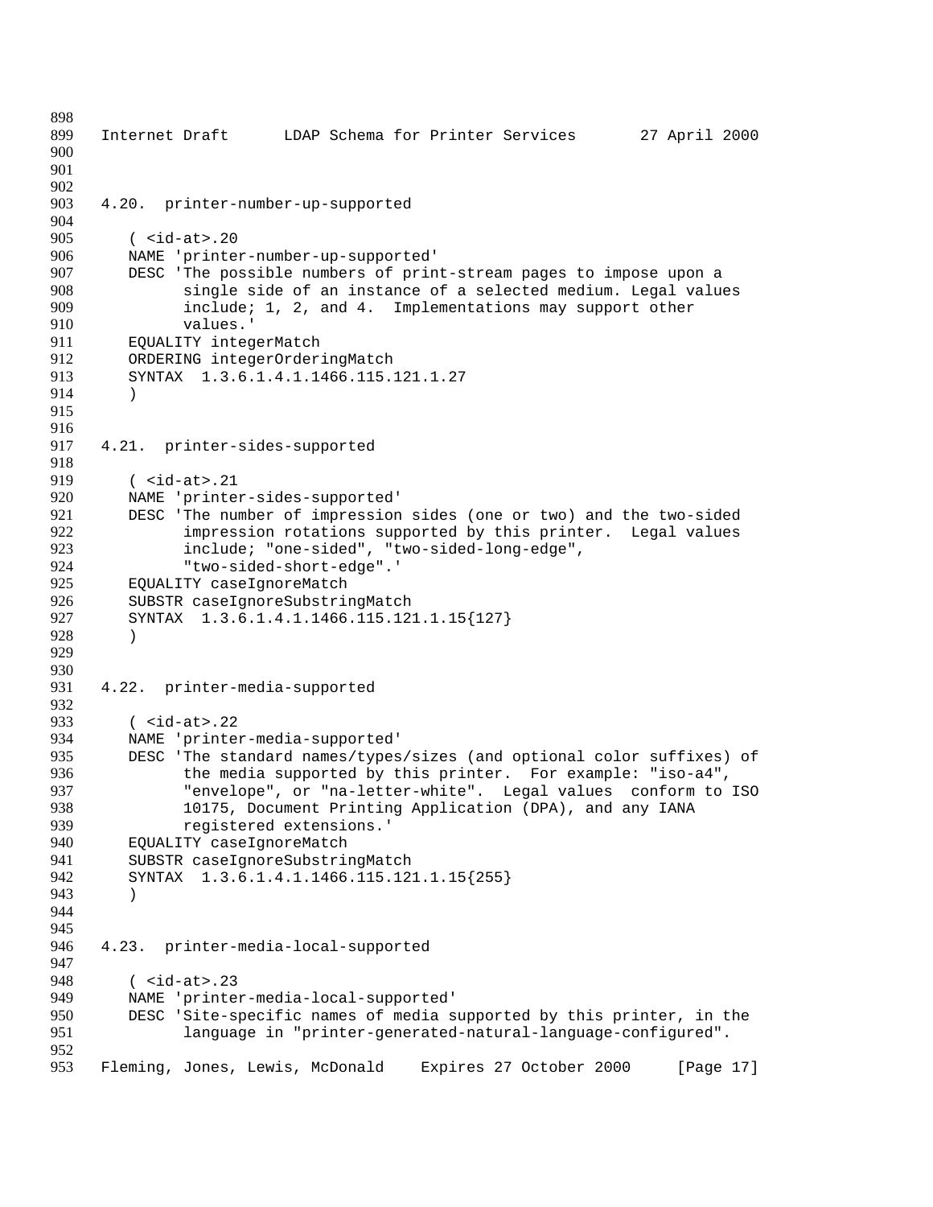## 4.20. printer-number-up-supported

```
( <id-at>.20
NAME 'printer-number-up-supported'
DESC 'The possible numbers of print-stream pages to impose upon a
      single side of an instance of a selected medium. Legal values
      include; 1, 2, and 4.  Implementations may support other
      values.'
EQUALITY integerMatch
ORDERING integerOrderingMatch
SYNTAX  1.3.6.1.4.1.1466.115.121.1.27
)
```

## 4.21. printer-sides-supported

```
( <id-at>.21
NAME 'printer-sides-supported'
DESC 'The number of impression sides (one or two) and the two-sided
      impression rotations supported by this printer.  Legal values
      include; "one-sided", "two-sided-long-edge",
      "two-sided-short-edge".'
EQUALITY caseIgnoreMatch
SUBSTR caseIgnoreSubstringMatch
SYNTAX  1.3.6.1.4.1.1466.115.121.1.15{127}
)
```

## 4.22. printer-media-supported

```
( <id-at>.22
NAME 'printer-media-supported'
DESC 'The standard names/types/sizes (and optional color suffixes) of
      the media supported by this printer.  For example: "iso-a4",
      "envelope", or "na-letter-white".  Legal values  conform to ISO
      10175, Document Printing Application (DPA), and any IANA
      registered extensions.'
EQUALITY caseIgnoreMatch
SUBSTR caseIgnoreSubstringMatch
SYNTAX  1.3.6.1.4.1.1466.115.121.1.15{255}
)
```

## 4.23. printer-media-local-supported

```
( <id-at>.23
NAME 'printer-media-local-supported'
DESC 'Site-specific names of media supported by this printer, in the
      language in "printer-generated-natural-language-configured".
```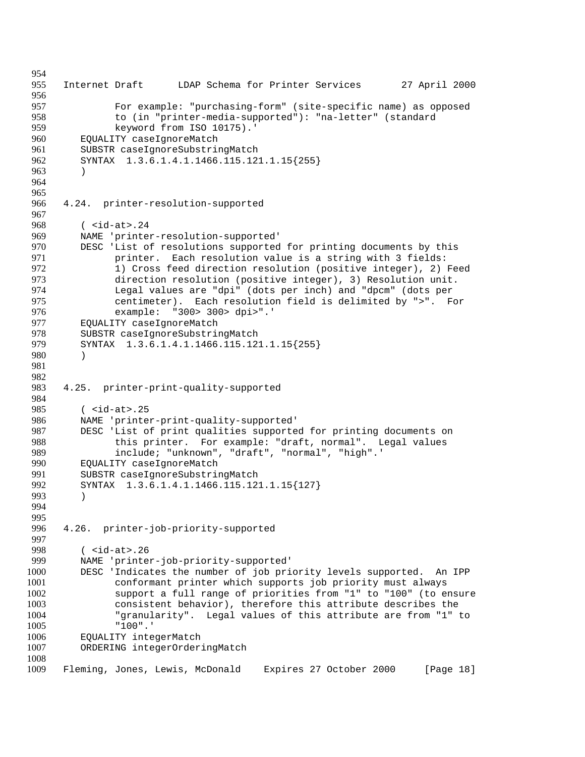```
          For example: "purchasing-form" (site-specific name) as opposed
          to (in "printer-media-supported"): "na-letter" (standard
          keyword from ISO 10175).'
    EQUALITY caseIgnoreMatch
    SUBSTR caseIgnoreSubstringMatch
    SYNTAX  1.3.6.1.4.1.1466.115.121.1.15{255}
    )
```

### 4.24. printer-resolution-supported

```
    ( <id-at>.24
    NAME 'printer-resolution-supported'
    DESC 'List of resolutions supported for printing documents by this
          printer.  Each resolution value is a string with 3 fields:
          1) Cross feed direction resolution (positive integer), 2) Feed
          direction resolution (positive integer), 3) Resolution unit.
          Legal values are "dpi" (dots per inch) and "dpcm" (dots per
          centimeter).  Each resolution field is delimited by ">".  For
          example:  "300> 300> dpi>".'
    EQUALITY caseIgnoreMatch
    SUBSTR caseIgnoreSubstringMatch
    SYNTAX  1.3.6.1.4.1.1466.115.121.1.15{255}
    )
```

### 4.25. printer-print-quality-supported

```
    ( <id-at>.25
    NAME 'printer-print-quality-supported'
    DESC 'List of print qualities supported for printing documents on
          this printer.  For example: "draft, normal".  Legal values
          include; "unknown", "draft", "normal", "high".'
    EQUALITY caseIgnoreMatch
    SUBSTR caseIgnoreSubstringMatch
    SYNTAX  1.3.6.1.4.1.1466.115.121.1.15{127}
    )
```

### 4.26. printer-job-priority-supported

```
    ( <id-at>.26
    NAME 'printer-job-priority-supported'
    DESC 'Indicates the number of job priority levels supported.  An IPP
          conformant printer which supports job priority must always
          support a full range of priorities from "1" to "100" (to ensure
          consistent behavior), therefore this attribute describes the
          "granularity".  Legal values of this attribute are from "1" to
          "100".'
    EQUALITY integerMatch
    ORDERING integerOrderingMatch
```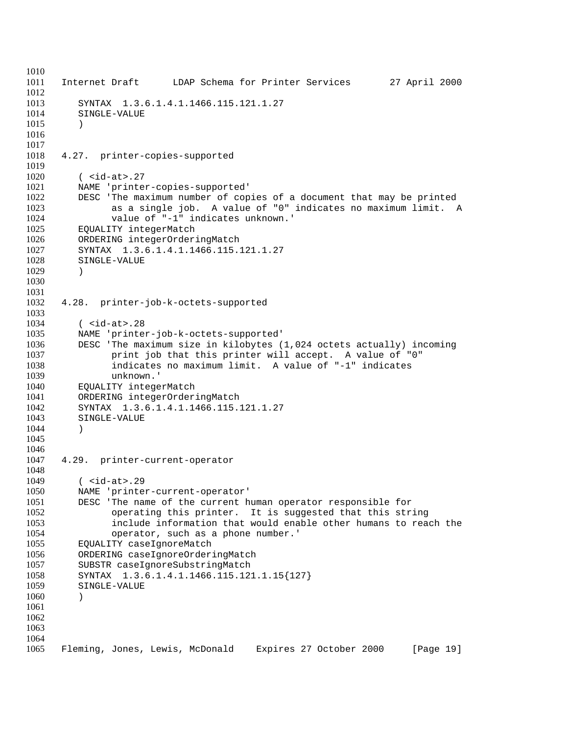```
   SYNTAX  1.3.6.1.4.1.1466.115.121.1.27
   SINGLE-VALUE
   )
```

## 4.27.  printer-copies-supported

```
   ( <id-at>.27
   NAME 'printer-copies-supported'
   DESC 'The maximum number of copies of a document that may be printed
         as a single job.  A value of "0" indicates no maximum limit.  A
         value of "-1" indicates unknown.'
   EQUALITY integerMatch
   ORDERING integerOrderingMatch
   SYNTAX  1.3.6.1.4.1.1466.115.121.1.27
   SINGLE-VALUE
   )
```

## 4.28.  printer-job-k-octets-supported

```
   ( <id-at>.28
   NAME 'printer-job-k-octets-supported'
   DESC 'The maximum size in kilobytes (1,024 octets actually) incoming
         print job that this printer will accept.  A value of "0"
         indicates no maximum limit.  A value of "-1" indicates
         unknown.'
   EQUALITY integerMatch
   ORDERING integerOrderingMatch
   SYNTAX  1.3.6.1.4.1.1466.115.121.1.27
   SINGLE-VALUE
   )
```

## 4.29.  printer-current-operator

```
   ( <id-at>.29
   NAME 'printer-current-operator'
   DESC 'The name of the current human operator responsible for
         operating this printer.  It is suggested that this string
         include information that would enable other humans to reach the
         operator, such as a phone number.'
   EQUALITY caseIgnoreMatch
   ORDERING caseIgnoreOrderingMatch
   SUBSTR caseIgnoreSubstringMatch
   SYNTAX  1.3.6.1.4.1.1466.115.121.1.15{127}
   SINGLE-VALUE
   )
```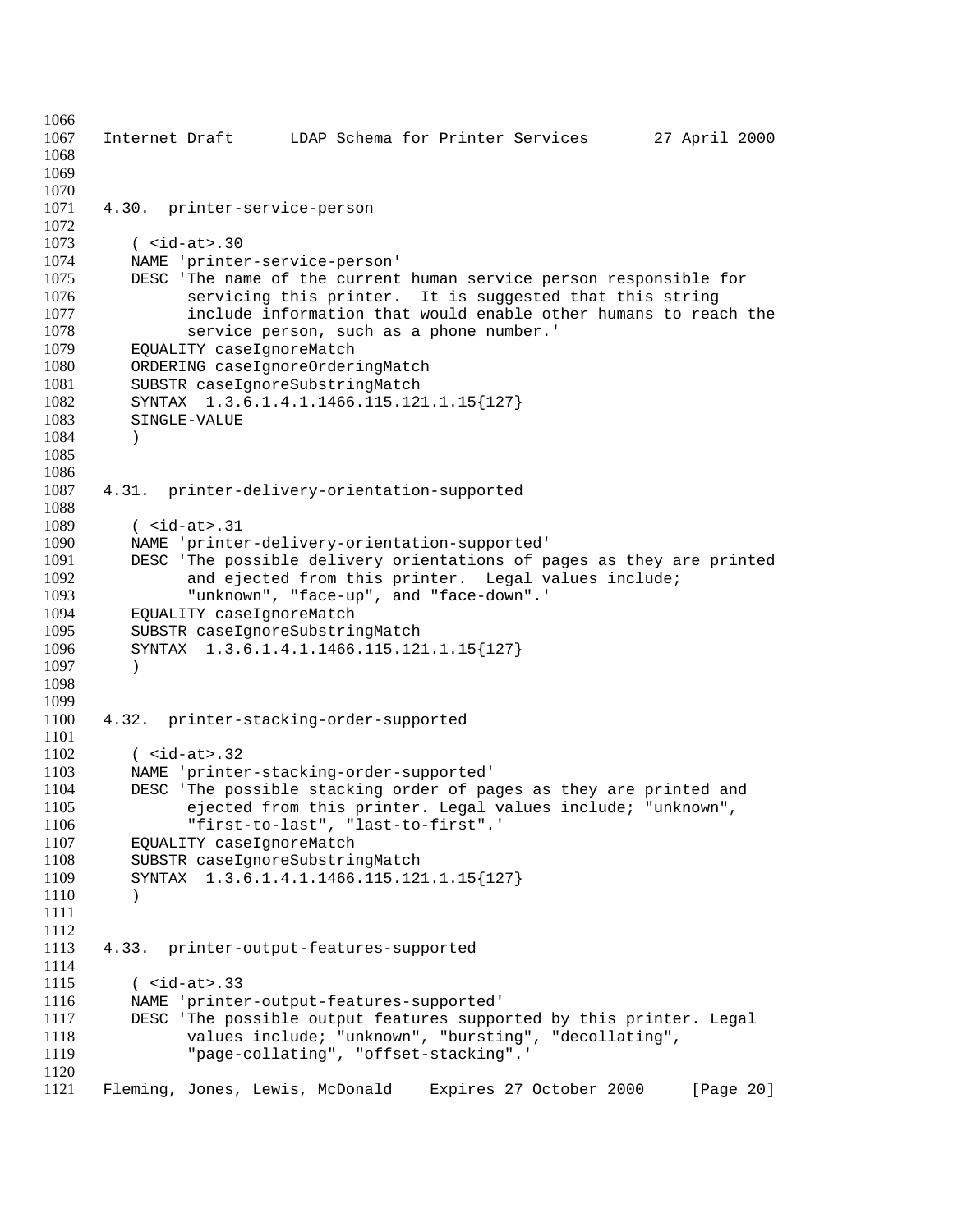## 4.30. printer-service-person

```
( <id-at>.30
NAME 'printer-service-person'
DESC 'The name of the current human service person responsible for
      servicing this printer.  It is suggested that this string
      include information that would enable other humans to reach the
      service person, such as a phone number.'
EQUALITY caseIgnoreMatch
ORDERING caseIgnoreOrderingMatch
SUBSTR caseIgnoreSubstringMatch
SYNTAX  1.3.6.1.4.1.1466.115.121.1.15{127}
SINGLE-VALUE
)
```

## 4.31. printer-delivery-orientation-supported

```
( <id-at>.31
NAME 'printer-delivery-orientation-supported'
DESC 'The possible delivery orientations of pages as they are printed
      and ejected from this printer.  Legal values include;
      "unknown", "face-up", and "face-down".'
EQUALITY caseIgnoreMatch
SUBSTR caseIgnoreSubstringMatch
SYNTAX  1.3.6.1.4.1.1466.115.121.1.15{127}
)
```

## 4.32. printer-stacking-order-supported

```
( <id-at>.32
NAME 'printer-stacking-order-supported'
DESC 'The possible stacking order of pages as they are printed and
      ejected from this printer. Legal values include; "unknown",
      "first-to-last", "last-to-first".'
EQUALITY caseIgnoreMatch
SUBSTR caseIgnoreSubstringMatch
SYNTAX  1.3.6.1.4.1.1466.115.121.1.15{127}
)
```

## 4.33. printer-output-features-supported

```
( <id-at>.33
NAME 'printer-output-features-supported'
DESC 'The possible output features supported by this printer. Legal
      values include; "unknown", "bursting", "decollating",
      "page-collating", "offset-stacking".'
```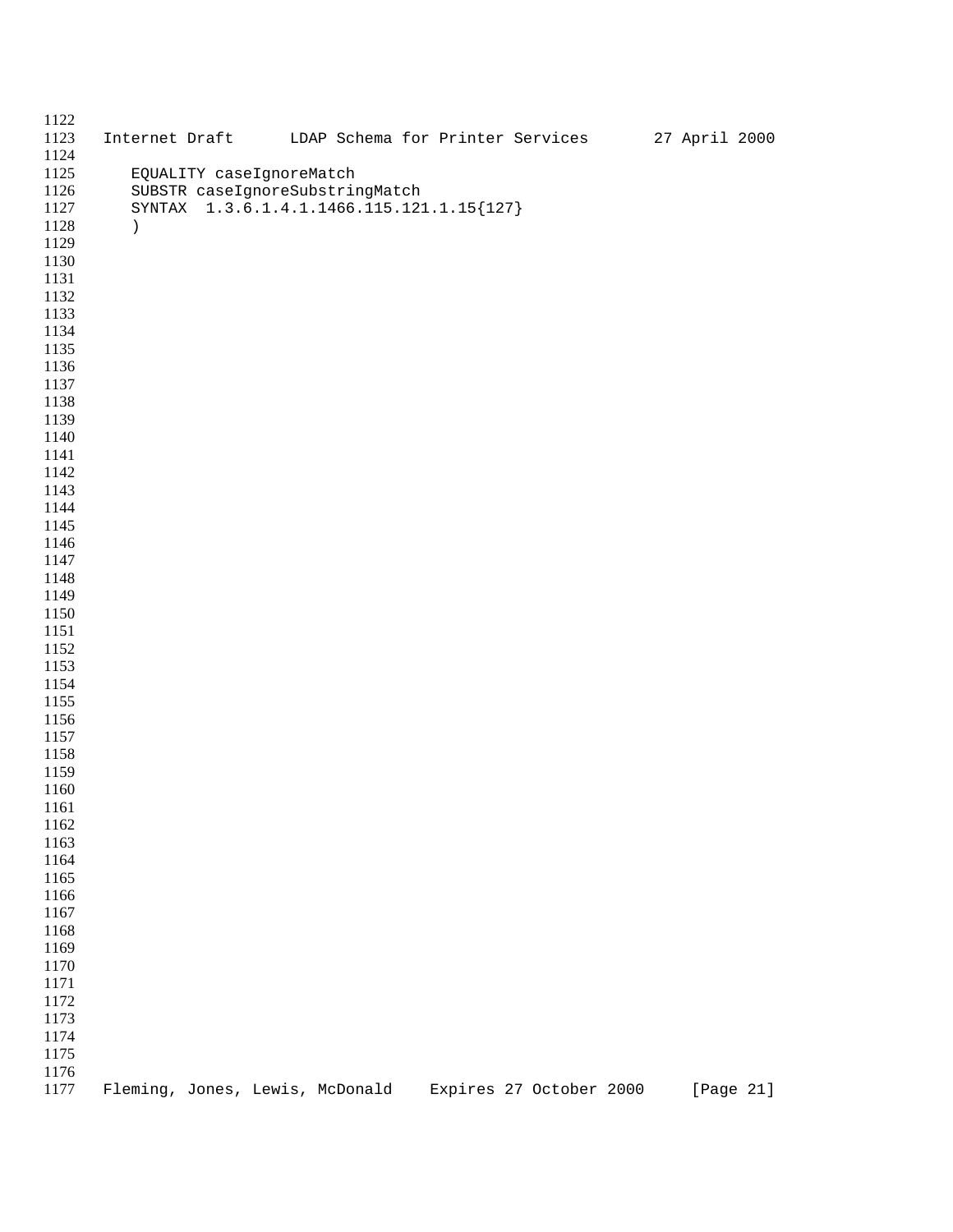```
   EQUALITY caseIgnoreMatch
   SUBSTR caseIgnoreSubstringMatch
   SYNTAX  1.3.6.1.4.1.1466.115.121.1.15{127}
   )
```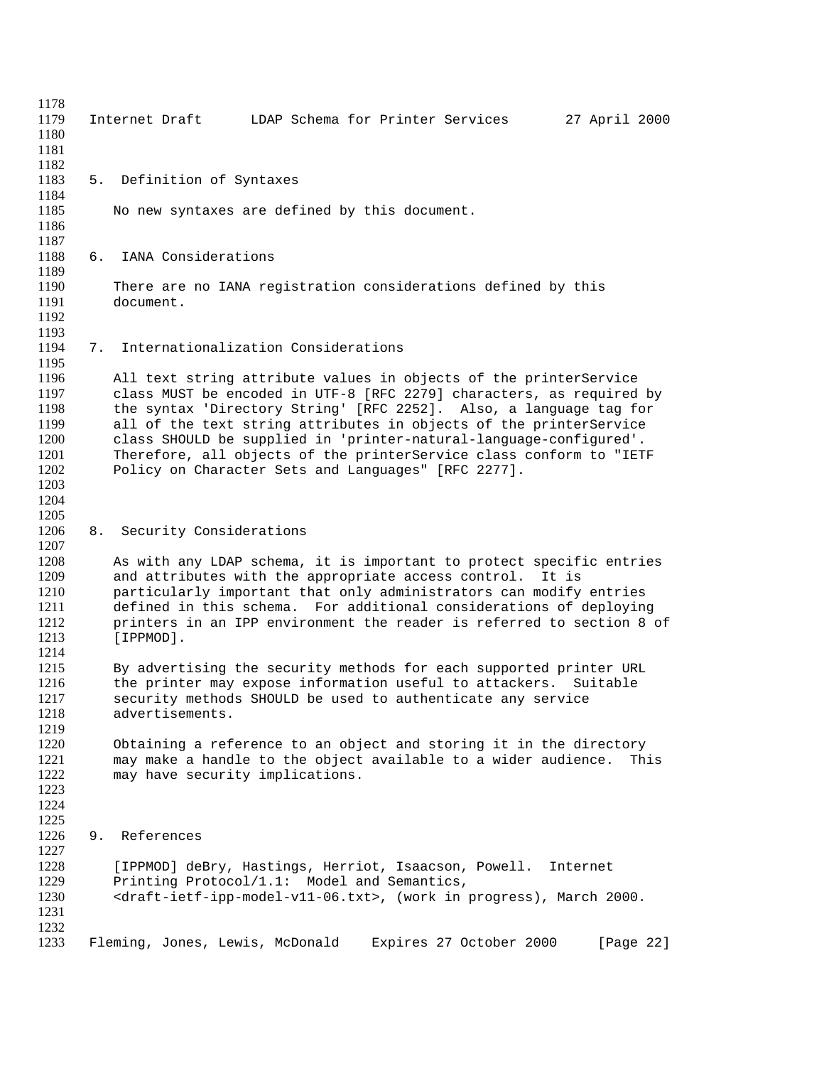## 5. Definition of Syntaxes

No new syntaxes are defined by this document.

## 6. IANA Considerations

There are no IANA registration considerations defined by this document.

## 7. Internationalization Considerations

All text string attribute values in objects of the printerService class MUST be encoded in UTF-8 [RFC 2279] characters, as required by the syntax 'Directory String' [RFC 2252]. Also, a language tag for all of the text string attributes in objects of the printerService class SHOULD be supplied in 'printer-natural-language-configured'. Therefore, all objects of the printerService class conform to "IETF Policy on Character Sets and Languages" [RFC 2277].

## 8. Security Considerations

As with any LDAP schema, it is important to protect specific entries and attributes with the appropriate access control. It is particularly important that only administrators can modify entries defined in this schema. For additional considerations of deploying printers in an IPP environment the reader is referred to section 8 of [IPPMOD].

By advertising the security methods for each supported printer URL the printer may expose information useful to attackers. Suitable security methods SHOULD be used to authenticate any service advertisements.

Obtaining a reference to an object and storing it in the directory may make a handle to the object available to a wider audience. This may have security implications.

## 9. References

[IPPMOD] deBry, Hastings, Herriot, Isaacson, Powell. Internet Printing Protocol/1.1: Model and Semantics, <draft-ietf-ipp-model-v11-06.txt>, (work in progress), March 2000.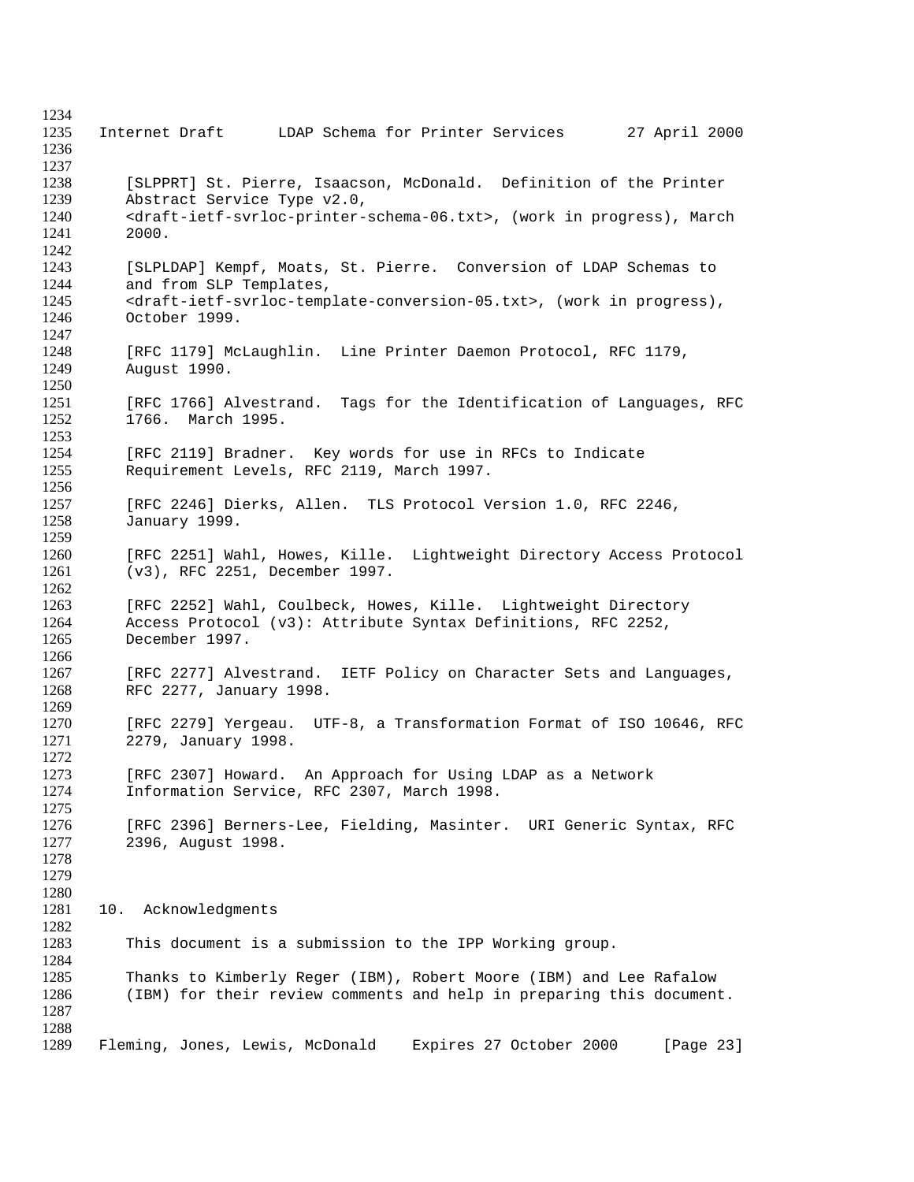[SLPPRT] St. Pierre, Isaacson, McDonald. Definition of the Printer Abstract Service Type v2.0, <draft-ietf-svrloc-printer-schema-06.txt>, (work in progress), March 2000.

[SLPLDAP] Kempf, Moats, St. Pierre. Conversion of LDAP Schemas to and from SLP Templates, <draft-ietf-svrloc-template-conversion-05.txt>, (work in progress), October 1999.

[RFC 1179] McLaughlin. Line Printer Daemon Protocol, RFC 1179, August 1990.

[RFC 1766] Alvestrand. Tags for the Identification of Languages, RFC 1766. March 1995.

[RFC 2119] Bradner. Key words for use in RFCs to Indicate Requirement Levels, RFC 2119, March 1997.

[RFC 2246] Dierks, Allen. TLS Protocol Version 1.0, RFC 2246, January 1999.

[RFC 2251] Wahl, Howes, Kille. Lightweight Directory Access Protocol (v3), RFC 2251, December 1997.

[RFC 2252] Wahl, Coulbeck, Howes, Kille. Lightweight Directory Access Protocol (v3): Attribute Syntax Definitions, RFC 2252, December 1997.

[RFC 2277] Alvestrand. IETF Policy on Character Sets and Languages, RFC 2277, January 1998.

[RFC 2279] Yergeau. UTF-8, a Transformation Format of ISO 10646, RFC 2279, January 1998.

[RFC 2307] Howard. An Approach for Using LDAP as a Network Information Service, RFC 2307, March 1998.

[RFC 2396] Berners-Lee, Fielding, Masinter. URI Generic Syntax, RFC 2396, August 1998.

## 10. Acknowledgments

This document is a submission to the IPP Working group.

Thanks to Kimberly Reger (IBM), Robert Moore (IBM) and Lee Rafalow (IBM) for their review comments and help in preparing this document.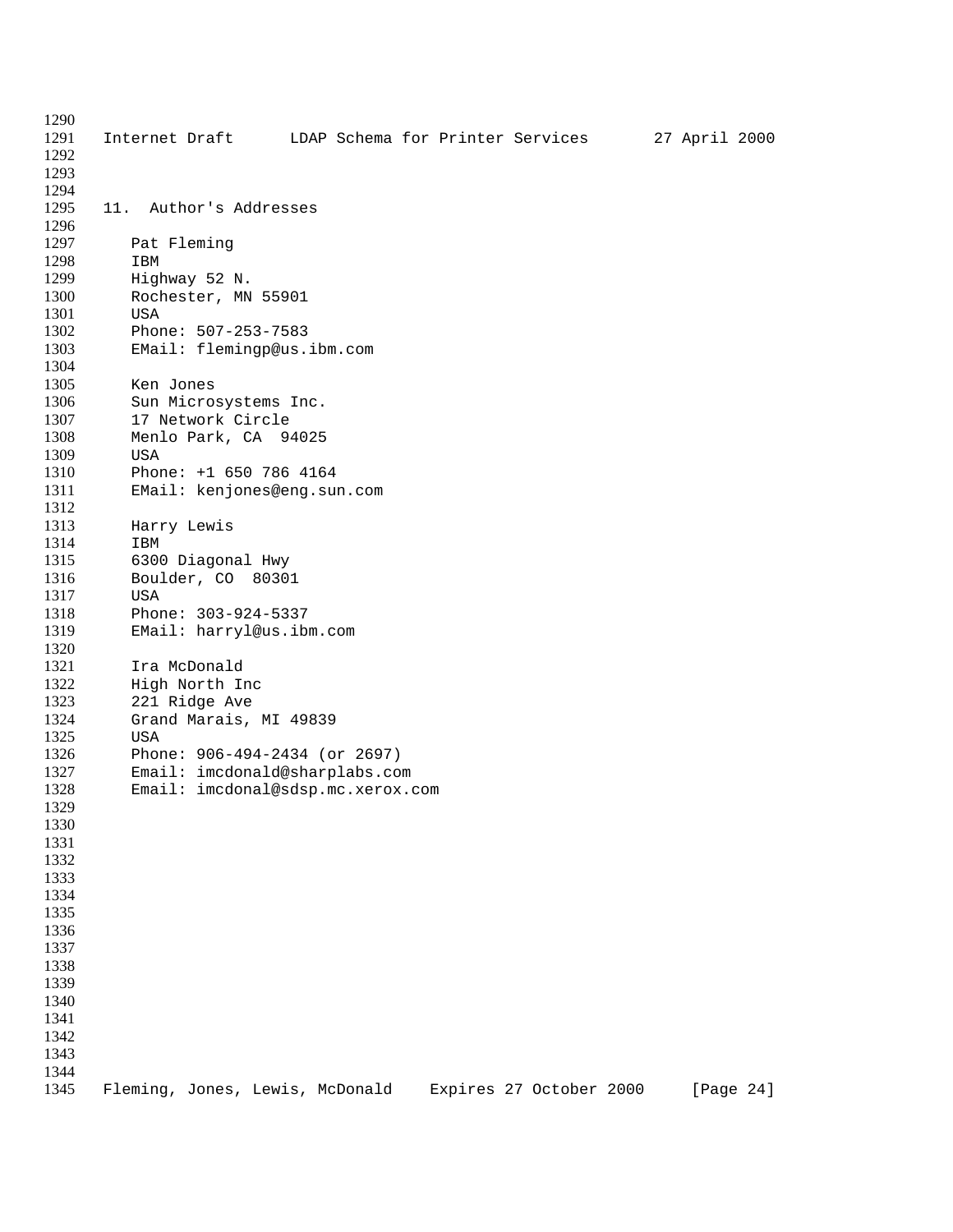## 11. Author's Addresses

Pat Fleming
IBM
Highway 52 N.
Rochester, MN 55901
USA
Phone: 507-253-7583
EMail: flemingp@us.ibm.com

Ken Jones
Sun Microsystems Inc.
17 Network Circle
Menlo Park, CA  94025
USA
Phone: +1 650 786 4164
EMail: kenjones@eng.sun.com

Harry Lewis
IBM
6300 Diagonal Hwy
Boulder, CO  80301
USA
Phone: 303-924-5337
EMail: harryl@us.ibm.com

Ira McDonald
High North Inc
221 Ridge Ave
Grand Marais, MI 49839
USA
Phone: 906-494-2434 (or 2697)
Email: imcdonald@sharplabs.com
Email: imcdonal@sdsp.mc.xerox.com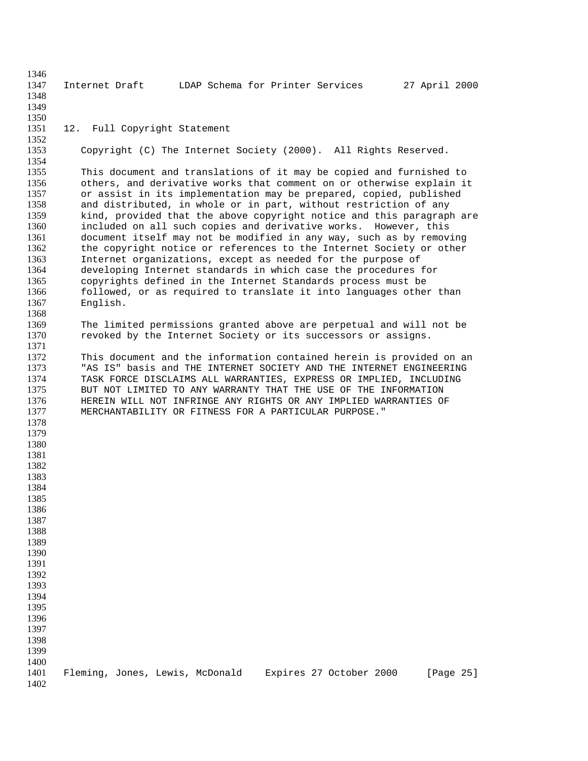## 12. Full Copyright Statement

Copyright (C) The Internet Society (2000). All Rights Reserved.

This document and translations of it may be copied and furnished to others, and derivative works that comment on or otherwise explain it or assist in its implementation may be prepared, copied, published and distributed, in whole or in part, without restriction of any kind, provided that the above copyright notice and this paragraph are included on all such copies and derivative works. However, this document itself may not be modified in any way, such as by removing the copyright notice or references to the Internet Society or other Internet organizations, except as needed for the purpose of developing Internet standards in which case the procedures for copyrights defined in the Internet Standards process must be followed, or as required to translate it into languages other than English.

The limited permissions granted above are perpetual and will not be revoked by the Internet Society or its successors or assigns.

This document and the information contained herein is provided on an "AS IS" basis and THE INTERNET SOCIETY AND THE INTERNET ENGINEERING TASK FORCE DISCLAIMS ALL WARRANTIES, EXPRESS OR IMPLIED, INCLUDING BUT NOT LIMITED TO ANY WARRANTY THAT THE USE OF THE INFORMATION HEREIN WILL NOT INFRINGE ANY RIGHTS OR ANY IMPLIED WARRANTIES OF MERCHANTABILITY OR FITNESS FOR A PARTICULAR PURPOSE."